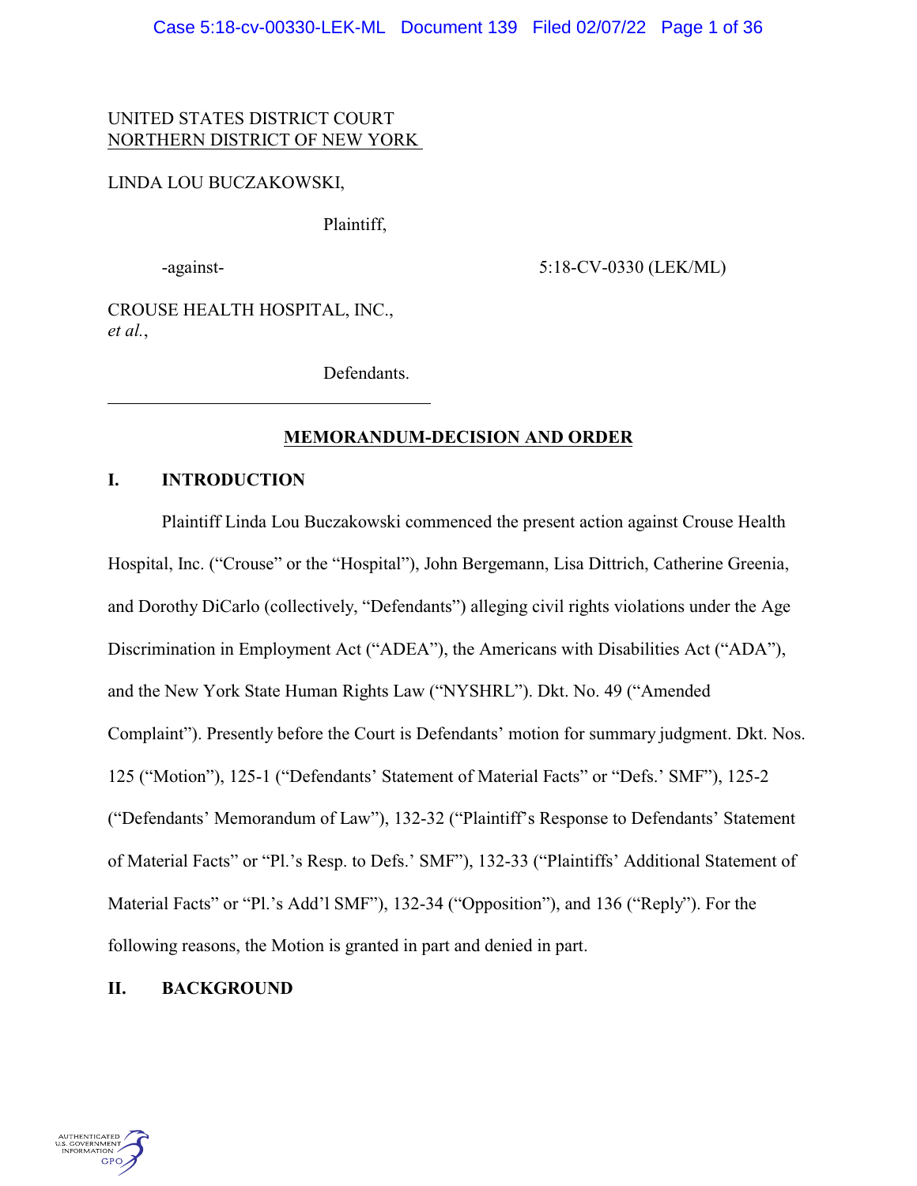UNITED STATES DISTRICT COURT
NORTHERN DISTRICT OF NEW YORK

LINDA LOU BUCZAKOWSKI,

Plaintiff,

-against-

5:18-CV-0330 (LEK/ML)

CROUSE HEALTH HOSPITAL, INC., *et al.*,

Defendants.

---

## MEMORANDUM-DECISION AND ORDER

## I. INTRODUCTION

Plaintiff Linda Lou Buczakowski commenced the present action against Crouse Health Hospital, Inc. ("Crouse" or the "Hospital"), John Bergemann, Lisa Dittrich, Catherine Greenia, and Dorothy DiCarlo (collectively, "Defendants") alleging civil rights violations under the Age Discrimination in Employment Act ("ADEA"), the Americans with Disabilities Act ("ADA"), and the New York State Human Rights Law ("NYSHRL"). Dkt. No. 49 ("Amended Complaint"). Presently before the Court is Defendants' motion for summary judgment. Dkt. Nos. 125 ("Motion"), 125-1 ("Defendants' Statement of Material Facts" or "Defs.' SMF"), 125-2 ("Defendants' Memorandum of Law"), 132-32 ("Plaintiff's Response to Defendants' Statement of Material Facts" or "Pl.'s Resp. to Defs.' SMF"), 132-33 ("Plaintiffs' Additional Statement of Material Facts" or "Pl.'s Add'l SMF"), 132-34 ("Opposition"), and 136 ("Reply"). For the following reasons, the Motion is granted in part and denied in part.

## II. BACKGROUND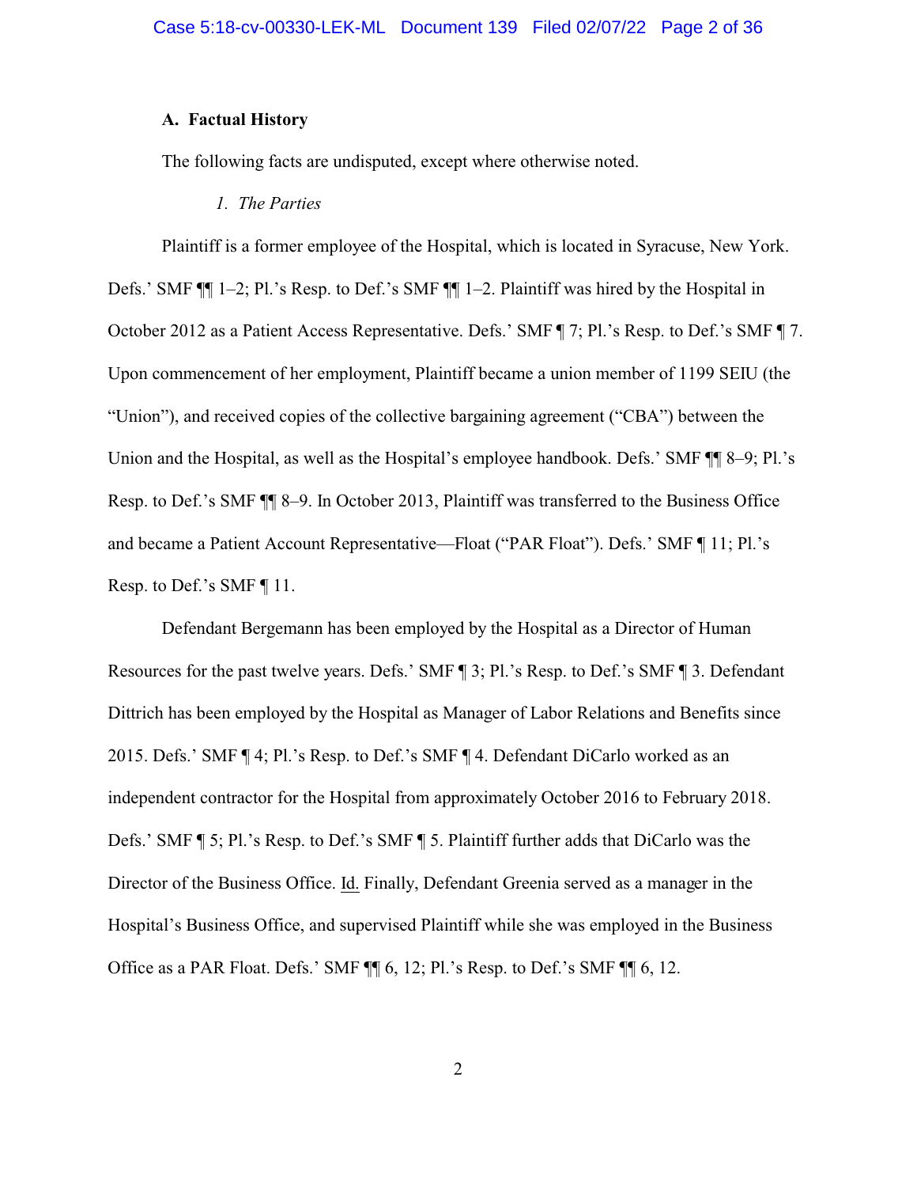### A. Factual History

The following facts are undisputed, except where otherwise noted.

#### *1. The Parties*

Plaintiff is a former employee of the Hospital, which is located in Syracuse, New York. Defs.' SMF ¶¶ 1–2; Pl.'s Resp. to Def.'s SMF ¶¶ 1–2. Plaintiff was hired by the Hospital in October 2012 as a Patient Access Representative. Defs.' SMF ¶ 7; Pl.'s Resp. to Def.'s SMF ¶ 7. Upon commencement of her employment, Plaintiff became a union member of 1199 SEIU (the "Union"), and received copies of the collective bargaining agreement ("CBA") between the Union and the Hospital, as well as the Hospital's employee handbook. Defs.' SMF ¶¶ 8–9; Pl.'s Resp. to Def.'s SMF ¶¶ 8–9. In October 2013, Plaintiff was transferred to the Business Office and became a Patient Account Representative—Float ("PAR Float"). Defs.' SMF ¶ 11; Pl.'s Resp. to Def.'s SMF ¶ 11.

Defendant Bergemann has been employed by the Hospital as a Director of Human Resources for the past twelve years. Defs.' SMF ¶ 3; Pl.'s Resp. to Def.'s SMF ¶ 3. Defendant Dittrich has been employed by the Hospital as Manager of Labor Relations and Benefits since 2015. Defs.' SMF ¶ 4; Pl.'s Resp. to Def.'s SMF ¶ 4. Defendant DiCarlo worked as an independent contractor for the Hospital from approximately October 2016 to February 2018. Defs.' SMF ¶ 5; Pl.'s Resp. to Def.'s SMF ¶ 5. Plaintiff further adds that DiCarlo was the Director of the Business Office. Id. Finally, Defendant Greenia served as a manager in the Hospital's Business Office, and supervised Plaintiff while she was employed in the Business Office as a PAR Float. Defs.' SMF ¶¶ 6, 12; Pl.'s Resp. to Def.'s SMF ¶¶ 6, 12.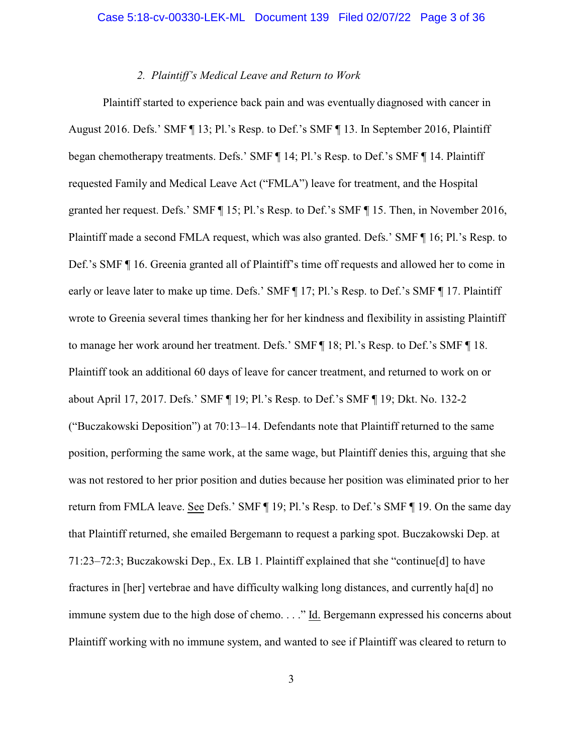### *2. Plaintiff's Medical Leave and Return to Work*

Plaintiff started to experience back pain and was eventually diagnosed with cancer in August 2016. Defs.' SMF ¶ 13; Pl.'s Resp. to Def.'s SMF ¶ 13. In September 2016, Plaintiff began chemotherapy treatments. Defs.' SMF ¶ 14; Pl.'s Resp. to Def.'s SMF ¶ 14. Plaintiff requested Family and Medical Leave Act ("FMLA") leave for treatment, and the Hospital granted her request. Defs.' SMF ¶ 15; Pl.'s Resp. to Def.'s SMF ¶ 15. Then, in November 2016, Plaintiff made a second FMLA request, which was also granted. Defs.' SMF ¶ 16; Pl.'s Resp. to Def.'s SMF ¶ 16. Greenia granted all of Plaintiff's time off requests and allowed her to come in early or leave later to make up time. Defs.' SMF ¶ 17; Pl.'s Resp. to Def.'s SMF ¶ 17. Plaintiff wrote to Greenia several times thanking her for her kindness and flexibility in assisting Plaintiff to manage her work around her treatment. Defs.' SMF ¶ 18; Pl.'s Resp. to Def.'s SMF ¶ 18. Plaintiff took an additional 60 days of leave for cancer treatment, and returned to work on or about April 17, 2017. Defs.' SMF ¶ 19; Pl.'s Resp. to Def.'s SMF ¶ 19; Dkt. No. 132-2 ("Buczakowski Deposition") at 70:13–14. Defendants note that Plaintiff returned to the same position, performing the same work, at the same wage, but Plaintiff denies this, arguing that she was not restored to her prior position and duties because her position was eliminated prior to her return from FMLA leave. See Defs.' SMF ¶ 19; Pl.'s Resp. to Def.'s SMF ¶ 19. On the same day that Plaintiff returned, she emailed Bergemann to request a parking spot. Buczakowski Dep. at 71:23–72:3; Buczakowski Dep., Ex. LB 1. Plaintiff explained that she "continue[d] to have fractures in [her] vertebrae and have difficulty walking long distances, and currently ha[d] no immune system due to the high dose of chemo. . . ." Id. Bergemann expressed his concerns about Plaintiff working with no immune system, and wanted to see if Plaintiff was cleared to return to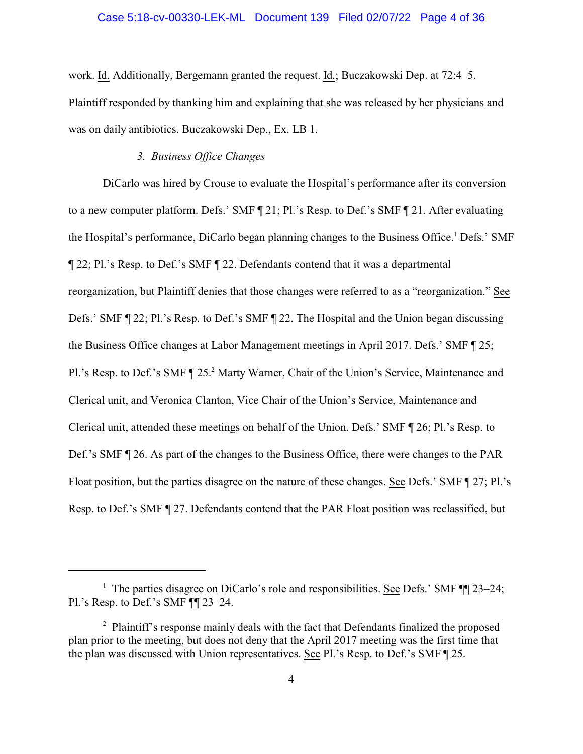work. Id. Additionally, Bergemann granted the request. Id.; Buczakowski Dep. at 72:4–5. Plaintiff responded by thanking him and explaining that she was released by her physicians and was on daily antibiotics. Buczakowski Dep., Ex. LB 1.

### *3. Business Office Changes*

DiCarlo was hired by Crouse to evaluate the Hospital's performance after its conversion to a new computer platform. Defs.' SMF ¶ 21; Pl.'s Resp. to Def.'s SMF ¶ 21. After evaluating the Hospital's performance, DiCarlo began planning changes to the Business Office.[1] Defs.' SMF ¶ 22; Pl.'s Resp. to Def.'s SMF ¶ 22. Defendants contend that it was a departmental reorganization, but Plaintiff denies that those changes were referred to as a "reorganization." See Defs.' SMF ¶ 22; Pl.'s Resp. to Def.'s SMF ¶ 22. The Hospital and the Union began discussing the Business Office changes at Labor Management meetings in April 2017. Defs.' SMF ¶ 25; Pl.'s Resp. to Def.'s SMF ¶ 25.[2] Marty Warner, Chair of the Union's Service, Maintenance and Clerical unit, and Veronica Clanton, Vice Chair of the Union's Service, Maintenance and Clerical unit, attended these meetings on behalf of the Union. Defs.' SMF ¶ 26; Pl.'s Resp. to Def.'s SMF ¶ 26. As part of the changes to the Business Office, there were changes to the PAR Float position, but the parties disagree on the nature of these changes. See Defs.' SMF ¶ 27; Pl.'s Resp. to Def.'s SMF ¶ 27. Defendants contend that the PAR Float position was reclassified, but

---

[1] The parties disagree on DiCarlo's role and responsibilities. See Defs.' SMF ¶¶ 23–24; Pl.'s Resp. to Def.'s SMF ¶¶ 23–24.

[2] Plaintiff's response mainly deals with the fact that Defendants finalized the proposed plan prior to the meeting, but does not deny that the April 2017 meeting was the first time that the plan was discussed with Union representatives. See Pl.'s Resp. to Def.'s SMF ¶ 25.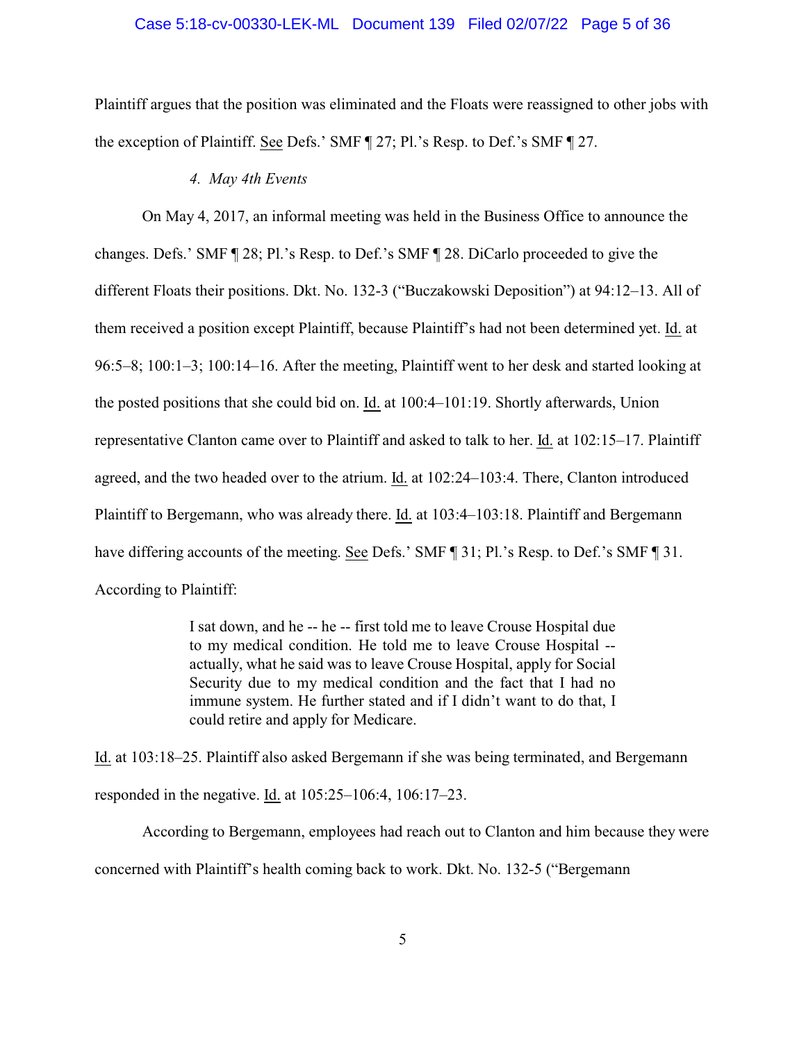Plaintiff argues that the position was eliminated and the Floats were reassigned to other jobs with the exception of Plaintiff. See Defs.' SMF ¶ 27; Pl.'s Resp. to Def.'s SMF ¶ 27.

*4. May 4th Events*

On May 4, 2017, an informal meeting was held in the Business Office to announce the changes. Defs.' SMF ¶ 28; Pl.'s Resp. to Def.'s SMF ¶ 28. DiCarlo proceeded to give the different Floats their positions. Dkt. No. 132-3 ("Buczakowski Deposition") at 94:12–13. All of them received a position except Plaintiff, because Plaintiff's had not been determined yet. Id. at 96:5–8; 100:1–3; 100:14–16. After the meeting, Plaintiff went to her desk and started looking at the posted positions that she could bid on. Id. at 100:4–101:19. Shortly afterwards, Union representative Clanton came over to Plaintiff and asked to talk to her. Id. at 102:15–17. Plaintiff agreed, and the two headed over to the atrium. Id. at 102:24–103:4. There, Clanton introduced Plaintiff to Bergemann, who was already there. Id. at 103:4–103:18. Plaintiff and Bergemann have differing accounts of the meeting. See Defs.' SMF ¶ 31; Pl.'s Resp. to Def.'s SMF ¶ 31. According to Plaintiff:

> I sat down, and he -- he -- first told me to leave Crouse Hospital due to my medical condition. He told me to leave Crouse Hospital -- actually, what he said was to leave Crouse Hospital, apply for Social Security due to my medical condition and the fact that I had no immune system. He further stated and if I didn't want to do that, I could retire and apply for Medicare.

Id. at 103:18–25. Plaintiff also asked Bergemann if she was being terminated, and Bergemann responded in the negative. Id. at 105:25–106:4, 106:17–23.

According to Bergemann, employees had reach out to Clanton and him because they were concerned with Plaintiff's health coming back to work. Dkt. No. 132-5 ("Bergemann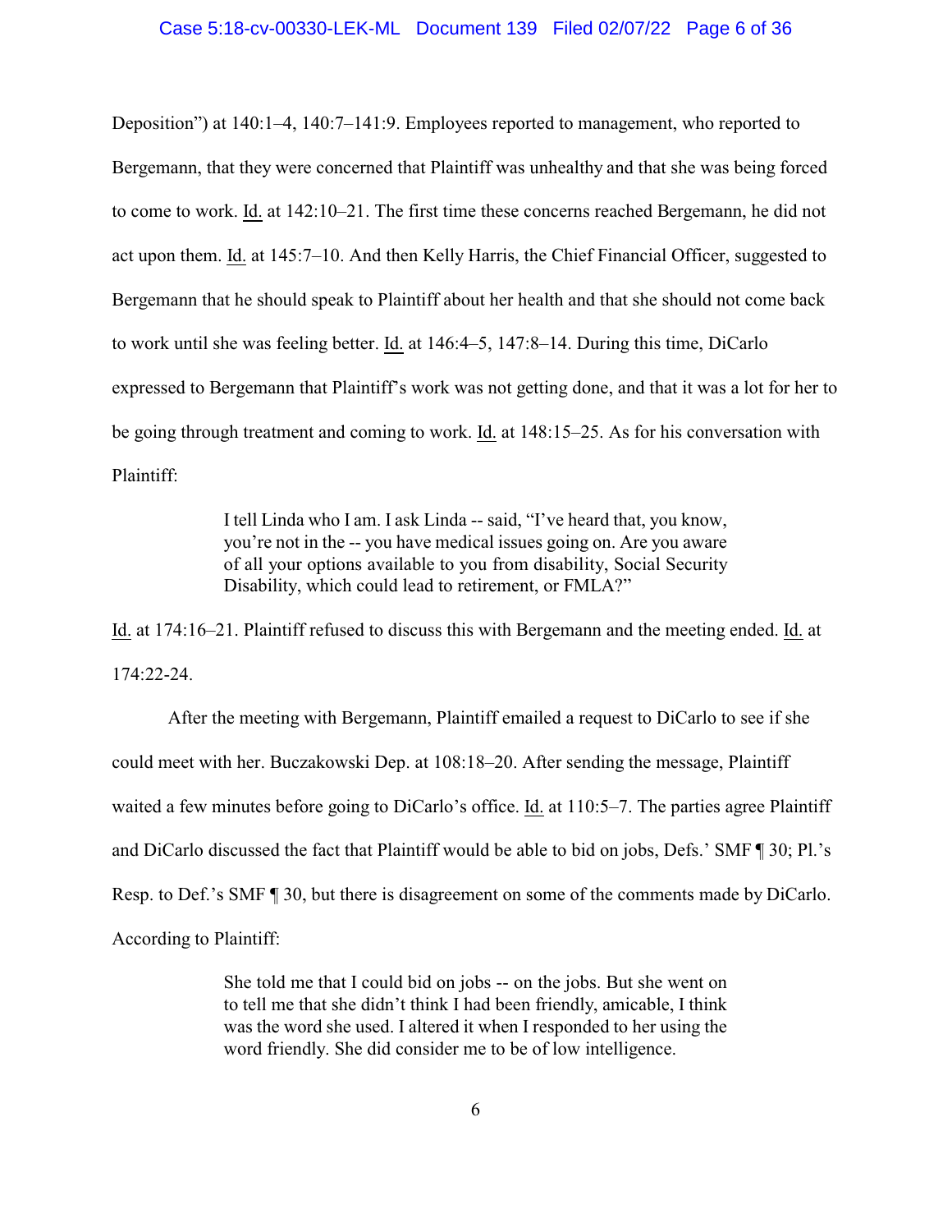Deposition") at 140:1–4, 140:7–141:9. Employees reported to management, who reported to Bergemann, that they were concerned that Plaintiff was unhealthy and that she was being forced to come to work. Id. at 142:10–21. The first time these concerns reached Bergemann, he did not act upon them. Id. at 145:7–10. And then Kelly Harris, the Chief Financial Officer, suggested to Bergemann that he should speak to Plaintiff about her health and that she should not come back to work until she was feeling better. Id. at 146:4–5, 147:8–14. During this time, DiCarlo expressed to Bergemann that Plaintiff's work was not getting done, and that it was a lot for her to be going through treatment and coming to work. Id. at 148:15–25. As for his conversation with Plaintiff:

> I tell Linda who I am. I ask Linda -- said, "I've heard that, you know, you're not in the -- you have medical issues going on. Are you aware of all your options available to you from disability, Social Security Disability, which could lead to retirement, or FMLA?"

Id. at 174:16–21. Plaintiff refused to discuss this with Bergemann and the meeting ended. Id. at 174:22-24.

After the meeting with Bergemann, Plaintiff emailed a request to DiCarlo to see if she could meet with her. Buczakowski Dep. at 108:18–20. After sending the message, Plaintiff waited a few minutes before going to DiCarlo's office. Id. at 110:5–7. The parties agree Plaintiff and DiCarlo discussed the fact that Plaintiff would be able to bid on jobs, Defs.' SMF ¶ 30; Pl.'s Resp. to Def.'s SMF ¶ 30, but there is disagreement on some of the comments made by DiCarlo. According to Plaintiff:

> She told me that I could bid on jobs -- on the jobs. But she went on to tell me that she didn't think I had been friendly, amicable, I think was the word she used. I altered it when I responded to her using the word friendly. She did consider me to be of low intelligence.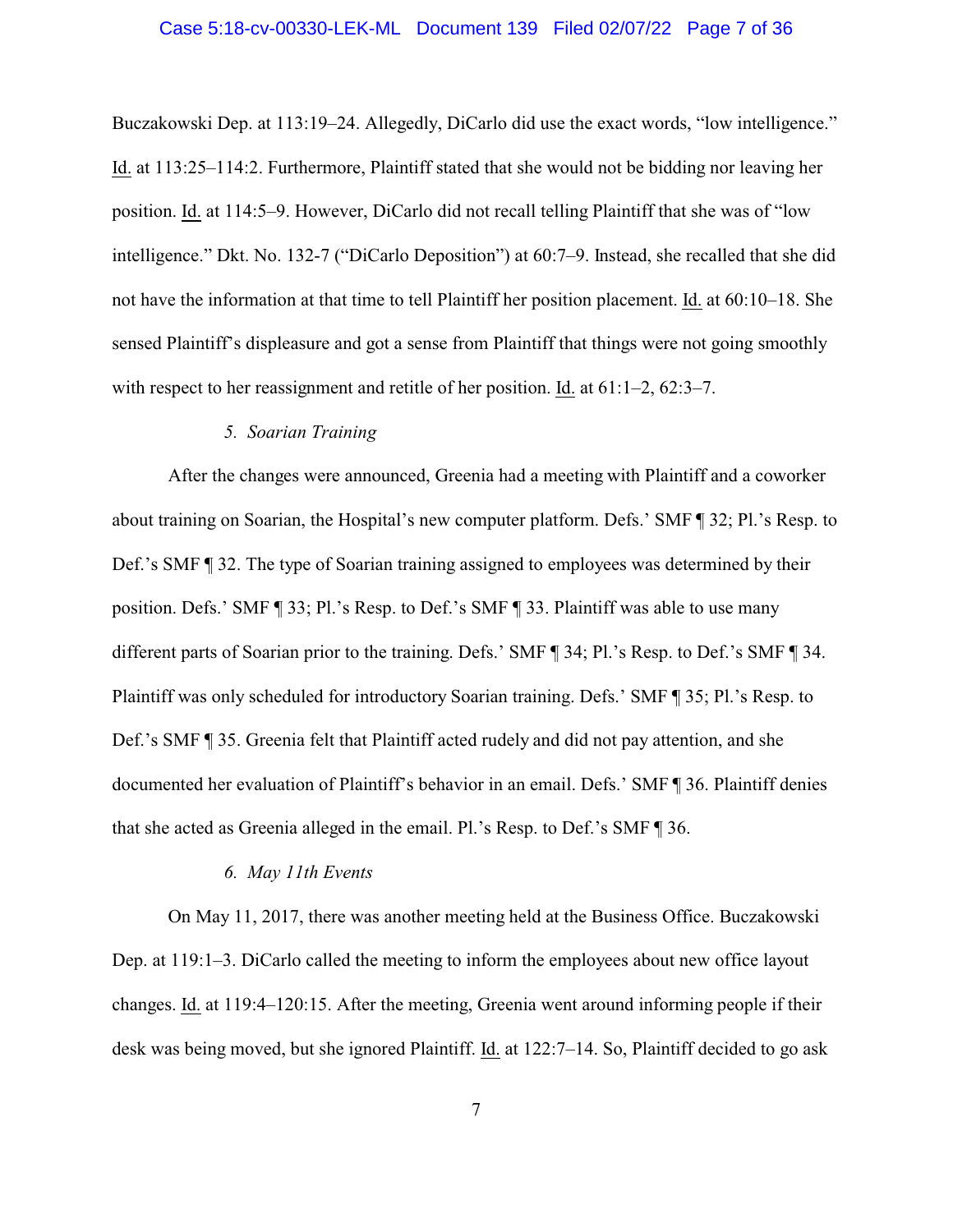Buczakowski Dep. at 113:19–24. Allegedly, DiCarlo did use the exact words, "low intelligence." Id. at 113:25–114:2. Furthermore, Plaintiff stated that she would not be bidding nor leaving her position. Id. at 114:5–9. However, DiCarlo did not recall telling Plaintiff that she was of "low intelligence." Dkt. No. 132-7 ("DiCarlo Deposition") at 60:7–9. Instead, she recalled that she did not have the information at that time to tell Plaintiff her position placement. Id. at 60:10–18. She sensed Plaintiff's displeasure and got a sense from Plaintiff that things were not going smoothly with respect to her reassignment and retitle of her position. Id. at 61:1–2, 62:3–7.

### 5. *Soarian Training*

After the changes were announced, Greenia had a meeting with Plaintiff and a coworker about training on Soarian, the Hospital's new computer platform. Defs.' SMF ¶ 32; Pl.'s Resp. to Def.'s SMF ¶ 32. The type of Soarian training assigned to employees was determined by their position. Defs.' SMF ¶ 33; Pl.'s Resp. to Def.'s SMF ¶ 33. Plaintiff was able to use many different parts of Soarian prior to the training. Defs.' SMF ¶ 34; Pl.'s Resp. to Def.'s SMF ¶ 34. Plaintiff was only scheduled for introductory Soarian training. Defs.' SMF ¶ 35; Pl.'s Resp. to Def.'s SMF ¶ 35. Greenia felt that Plaintiff acted rudely and did not pay attention, and she documented her evaluation of Plaintiff's behavior in an email. Defs.' SMF ¶ 36. Plaintiff denies that she acted as Greenia alleged in the email. Pl.'s Resp. to Def.'s SMF ¶ 36.

### 6. *May 11th Events*

On May 11, 2017, there was another meeting held at the Business Office. Buczakowski Dep. at 119:1–3. DiCarlo called the meeting to inform the employees about new office layout changes. Id. at 119:4–120:15. After the meeting, Greenia went around informing people if their desk was being moved, but she ignored Plaintiff. Id. at 122:7–14. So, Plaintiff decided to go ask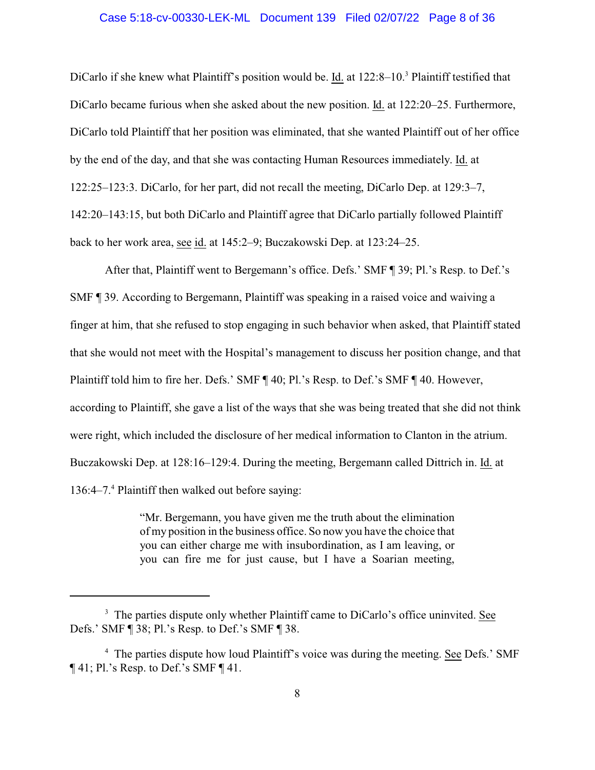DiCarlo if she knew what Plaintiff's position would be. Id. at 122:8–10.[3] Plaintiff testified that DiCarlo became furious when she asked about the new position. Id. at 122:20–25. Furthermore, DiCarlo told Plaintiff that her position was eliminated, that she wanted Plaintiff out of her office by the end of the day, and that she was contacting Human Resources immediately. Id. at 122:25–123:3. DiCarlo, for her part, did not recall the meeting, DiCarlo Dep. at 129:3–7, 142:20–143:15, but both DiCarlo and Plaintiff agree that DiCarlo partially followed Plaintiff back to her work area, see id. at 145:2–9; Buczakowski Dep. at 123:24–25.

After that, Plaintiff went to Bergemann's office. Defs.' SMF ¶ 39; Pl.'s Resp. to Def.'s SMF ¶ 39. According to Bergemann, Plaintiff was speaking in a raised voice and waiving a finger at him, that she refused to stop engaging in such behavior when asked, that Plaintiff stated that she would not meet with the Hospital's management to discuss her position change, and that Plaintiff told him to fire her. Defs.' SMF ¶ 40; Pl.'s Resp. to Def.'s SMF ¶ 40. However, according to Plaintiff, she gave a list of the ways that she was being treated that she did not think were right, which included the disclosure of her medical information to Clanton in the atrium. Buczakowski Dep. at 128:16–129:4. During the meeting, Bergemann called Dittrich in. Id. at 136:4–7.[4] Plaintiff then walked out before saying:

> "Mr. Bergemann, you have given me the truth about the elimination of my position in the business office. So now you have the choice that you can either charge me with insubordination, as I am leaving, or you can fire me for just cause, but I have a Soarian meeting,

---

[3] The parties dispute only whether Plaintiff came to DiCarlo's office uninvited. See Defs.' SMF ¶ 38; Pl.'s Resp. to Def.'s SMF ¶ 38.

[4] The parties dispute how loud Plaintiff's voice was during the meeting. See Defs.' SMF ¶ 41; Pl.'s Resp. to Def.'s SMF ¶ 41.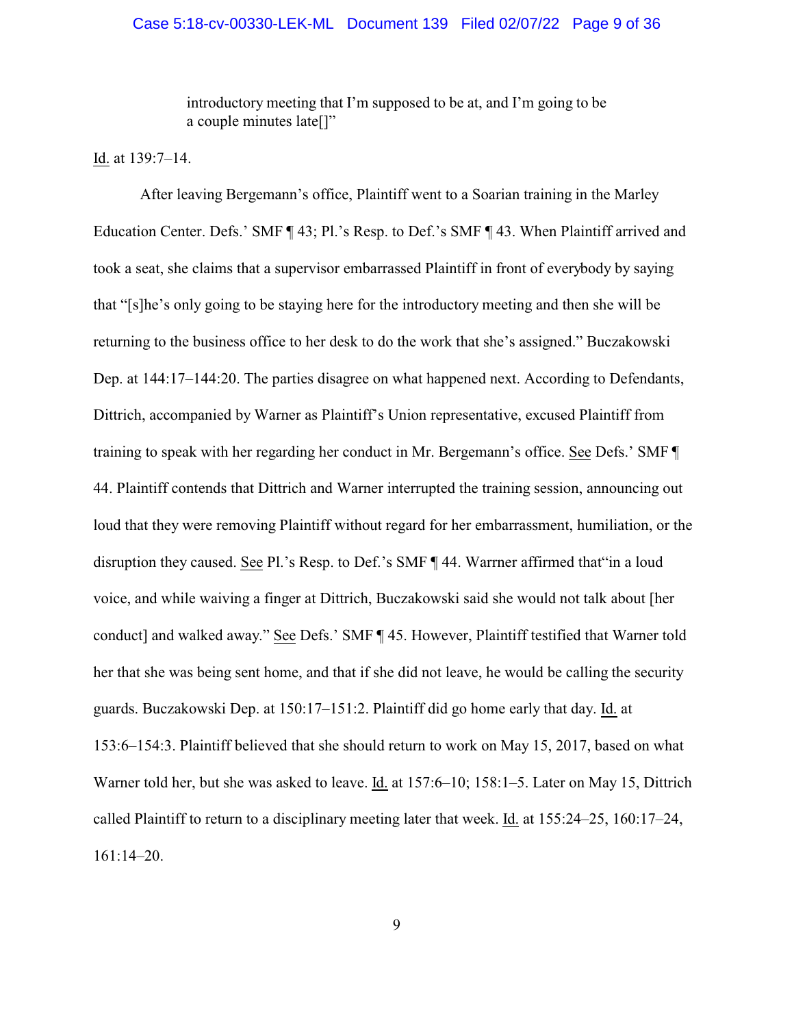> introductory meeting that I'm supposed to be at, and I'm going to be a couple minutes late[]"

Id. at 139:7–14.

After leaving Bergemann's office, Plaintiff went to a Soarian training in the Marley Education Center. Defs.' SMF ¶ 43; Pl.'s Resp. to Def.'s SMF ¶ 43. When Plaintiff arrived and took a seat, she claims that a supervisor embarrassed Plaintiff in front of everybody by saying that "[s]he's only going to be staying here for the introductory meeting and then she will be returning to the business office to her desk to do the work that she's assigned." Buczakowski Dep. at 144:17–144:20. The parties disagree on what happened next. According to Defendants, Dittrich, accompanied by Warner as Plaintiff's Union representative, excused Plaintiff from training to speak with her regarding her conduct in Mr. Bergemann's office. See Defs.' SMF ¶ 44. Plaintiff contends that Dittrich and Warner interrupted the training session, announcing out loud that they were removing Plaintiff without regard for her embarrassment, humiliation, or the disruption they caused. See Pl.'s Resp. to Def.'s SMF ¶ 44. Warrner affirmed that"in a loud voice, and while waiving a finger at Dittrich, Buczakowski said she would not talk about [her conduct] and walked away." See Defs.' SMF ¶ 45. However, Plaintiff testified that Warner told her that she was being sent home, and that if she did not leave, he would be calling the security guards. Buczakowski Dep. at 150:17–151:2. Plaintiff did go home early that day. Id. at 153:6–154:3. Plaintiff believed that she should return to work on May 15, 2017, based on what Warner told her, but she was asked to leave. Id. at 157:6–10; 158:1–5. Later on May 15, Dittrich called Plaintiff to return to a disciplinary meeting later that week. Id. at 155:24–25, 160:17–24, 161:14–20.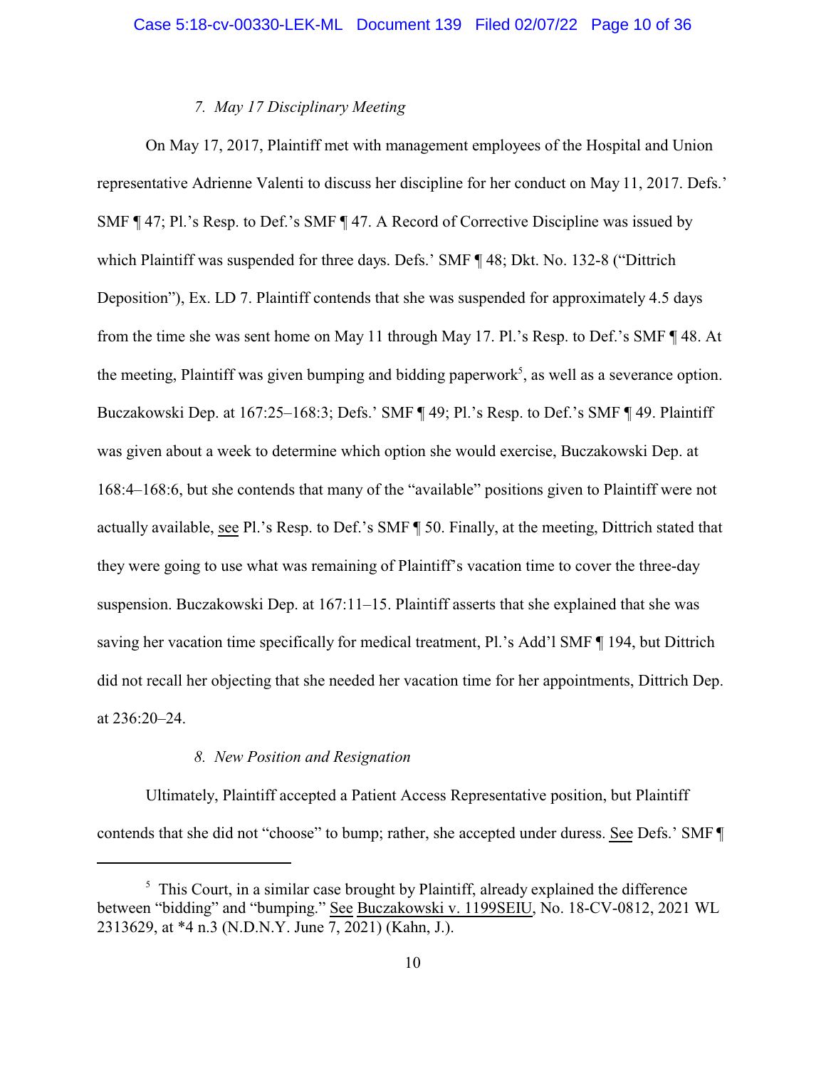### *7. May 17 Disciplinary Meeting*

On May 17, 2017, Plaintiff met with management employees of the Hospital and Union representative Adrienne Valenti to discuss her discipline for her conduct on May 11, 2017. Defs.' SMF ¶ 47; Pl.'s Resp. to Def.'s SMF ¶ 47. A Record of Corrective Discipline was issued by which Plaintiff was suspended for three days. Defs.' SMF ¶ 48; Dkt. No. 132-8 ("Dittrich Deposition"), Ex. LD 7. Plaintiff contends that she was suspended for approximately 4.5 days from the time she was sent home on May 11 through May 17. Pl.'s Resp. to Def.'s SMF ¶ 48. At the meeting, Plaintiff was given bumping and bidding paperwork[5], as well as a severance option. Buczakowski Dep. at 167:25–168:3; Defs.' SMF ¶ 49; Pl.'s Resp. to Def.'s SMF ¶ 49. Plaintiff was given about a week to determine which option she would exercise, Buczakowski Dep. at 168:4–168:6, but she contends that many of the "available" positions given to Plaintiff were not actually available, see Pl.'s Resp. to Def.'s SMF ¶ 50. Finally, at the meeting, Dittrich stated that they were going to use what was remaining of Plaintiff's vacation time to cover the three-day suspension. Buczakowski Dep. at 167:11–15. Plaintiff asserts that she explained that she was saving her vacation time specifically for medical treatment, Pl.'s Add'l SMF ¶ 194, but Dittrich did not recall her objecting that she needed her vacation time for her appointments, Dittrich Dep. at 236:20–24.

### *8. New Position and Resignation*

Ultimately, Plaintiff accepted a Patient Access Representative position, but Plaintiff contends that she did not "choose" to bump; rather, she accepted under duress. See Defs.' SMF ¶

---

[5] This Court, in a similar case brought by Plaintiff, already explained the difference between "bidding" and "bumping." See Buczakowski v. 1199SEIU, No. 18-CV-0812, 2021 WL 2313629, at *4 n.3 (N.D.N.Y. June 7, 2021) (Kahn, J.).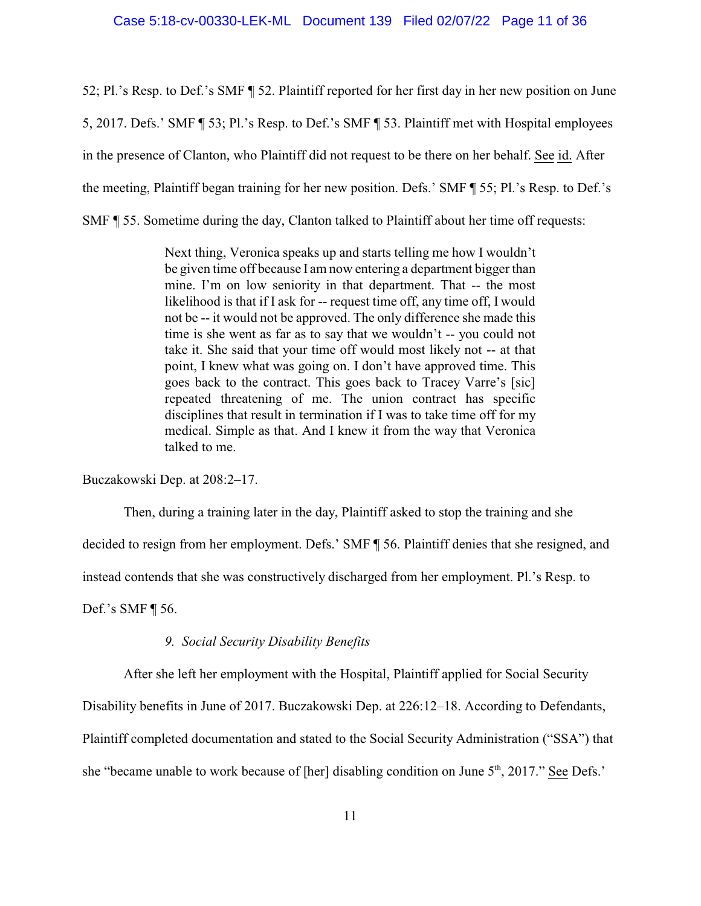52; Pl.'s Resp. to Def.'s SMF ¶ 52. Plaintiff reported for her first day in her new position on June 5, 2017. Defs.' SMF ¶ 53; Pl.'s Resp. to Def.'s SMF ¶ 53. Plaintiff met with Hospital employees in the presence of Clanton, who Plaintiff did not request to be there on her behalf. See id. After the meeting, Plaintiff began training for her new position. Defs.' SMF ¶ 55; Pl.'s Resp. to Def.'s SMF ¶ 55. Sometime during the day, Clanton talked to Plaintiff about her time off requests:

> Next thing, Veronica speaks up and starts telling me how I wouldn't be given time off because I am now entering a department bigger than mine. I'm on low seniority in that department. That -- the most likelihood is that if I ask for -- request time off, any time off, I would not be -- it would not be approved. The only difference she made this time is she went as far as to say that we wouldn't -- you could not take it. She said that your time off would most likely not -- at that point, I knew what was going on. I don't have approved time. This goes back to the contract. This goes back to Tracey Varre's [sic] repeated threatening of me. The union contract has specific disciplines that result in termination if I was to take time off for my medical. Simple as that. And I knew it from the way that Veronica talked to me.

Buczakowski Dep. at 208:2–17.

Then, during a training later in the day, Plaintiff asked to stop the training and she decided to resign from her employment. Defs.' SMF ¶ 56. Plaintiff denies that she resigned, and instead contends that she was constructively discharged from her employment. Pl.'s Resp. to Def.'s SMF ¶ 56.

*9. Social Security Disability Benefits*

After she left her employment with the Hospital, Plaintiff applied for Social Security Disability benefits in June of 2017. Buczakowski Dep. at 226:12–18. According to Defendants, Plaintiff completed documentation and stated to the Social Security Administration ("SSA") that she "became unable to work because of [her] disabling condition on June 5th, 2017." See Defs.'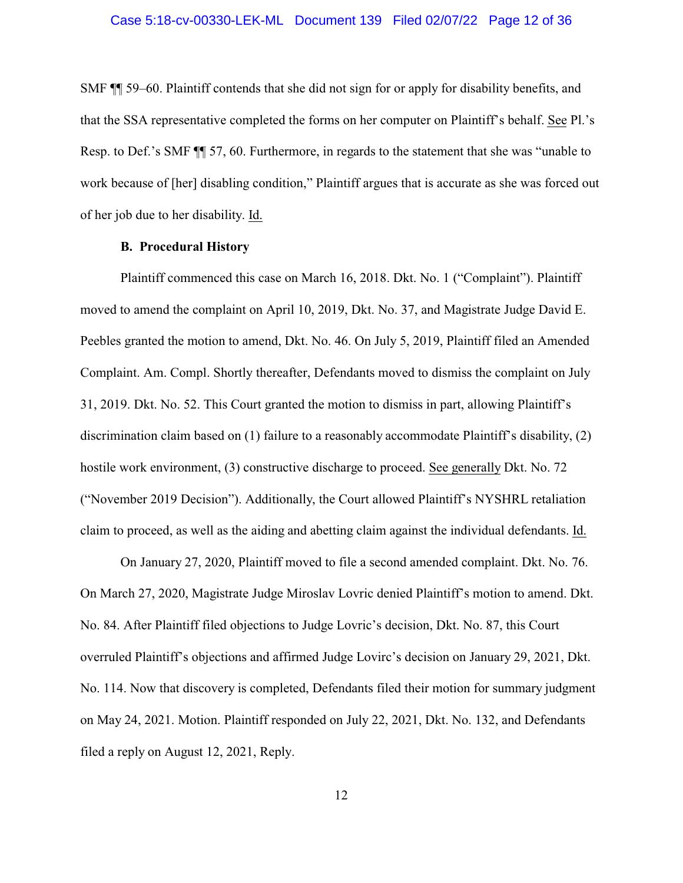SMF ¶¶ 59–60. Plaintiff contends that she did not sign for or apply for disability benefits, and that the SSA representative completed the forms on her computer on Plaintiff's behalf. See Pl.'s Resp. to Def.'s SMF ¶¶ 57, 60. Furthermore, in regards to the statement that she was "unable to work because of [her] disabling condition," Plaintiff argues that is accurate as she was forced out of her job due to her disability. Id.

### B. Procedural History

Plaintiff commenced this case on March 16, 2018. Dkt. No. 1 ("Complaint"). Plaintiff moved to amend the complaint on April 10, 2019, Dkt. No. 37, and Magistrate Judge David E. Peebles granted the motion to amend, Dkt. No. 46. On July 5, 2019, Plaintiff filed an Amended Complaint. Am. Compl. Shortly thereafter, Defendants moved to dismiss the complaint on July 31, 2019. Dkt. No. 52. This Court granted the motion to dismiss in part, allowing Plaintiff's discrimination claim based on (1) failure to a reasonably accommodate Plaintiff's disability, (2) hostile work environment, (3) constructive discharge to proceed. See generally Dkt. No. 72 ("November 2019 Decision"). Additionally, the Court allowed Plaintiff's NYSHRL retaliation claim to proceed, as well as the aiding and abetting claim against the individual defendants. Id.

On January 27, 2020, Plaintiff moved to file a second amended complaint. Dkt. No. 76. On March 27, 2020, Magistrate Judge Miroslav Lovric denied Plaintiff's motion to amend. Dkt. No. 84. After Plaintiff filed objections to Judge Lovric's decision, Dkt. No. 87, this Court overruled Plaintiff's objections and affirmed Judge Lovirc's decision on January 29, 2021, Dkt. No. 114. Now that discovery is completed, Defendants filed their motion for summary judgment on May 24, 2021. Motion. Plaintiff responded on July 22, 2021, Dkt. No. 132, and Defendants filed a reply on August 12, 2021, Reply.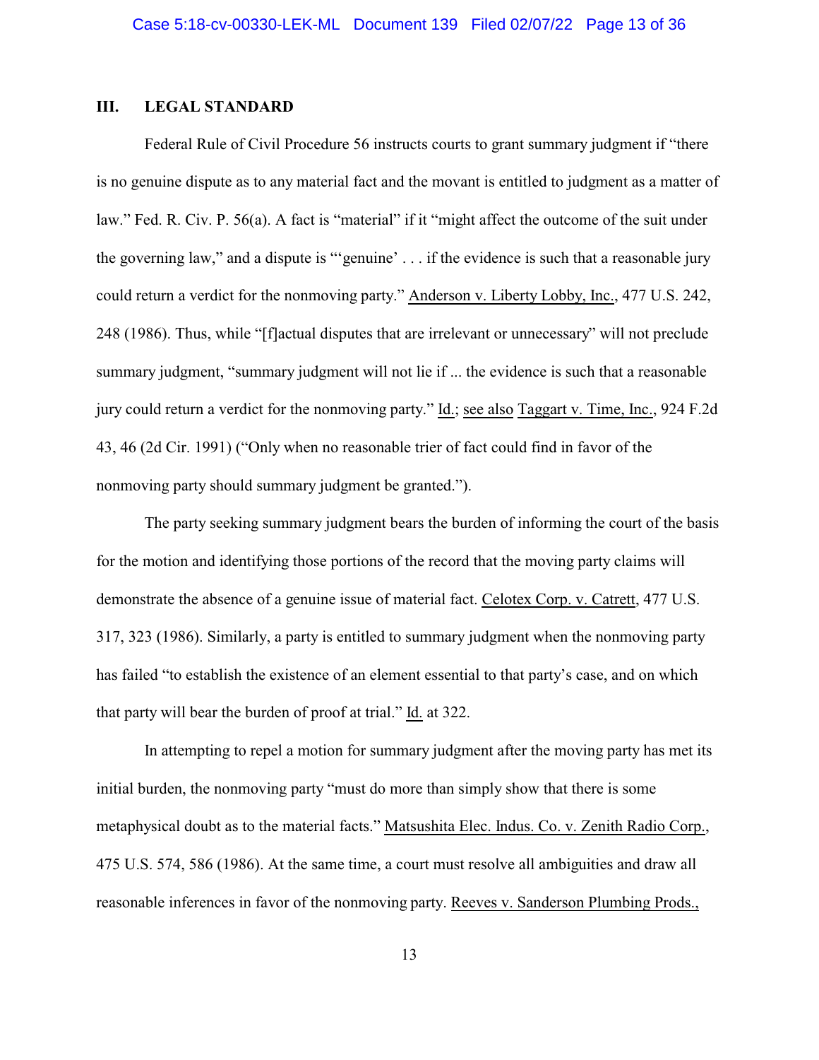## III. LEGAL STANDARD

Federal Rule of Civil Procedure 56 instructs courts to grant summary judgment if "there is no genuine dispute as to any material fact and the movant is entitled to judgment as a matter of law." Fed. R. Civ. P. 56(a). A fact is "material" if it "might affect the outcome of the suit under the governing law," and a dispute is "'genuine' . . . if the evidence is such that a reasonable jury could return a verdict for the nonmoving party." Anderson v. Liberty Lobby, Inc., 477 U.S. 242, 248 (1986). Thus, while "[f]actual disputes that are irrelevant or unnecessary" will not preclude summary judgment, "summary judgment will not lie if ... the evidence is such that a reasonable jury could return a verdict for the nonmoving party." Id.; see also Taggart v. Time, Inc., 924 F.2d 43, 46 (2d Cir. 1991) ("Only when no reasonable trier of fact could find in favor of the nonmoving party should summary judgment be granted.").

The party seeking summary judgment bears the burden of informing the court of the basis for the motion and identifying those portions of the record that the moving party claims will demonstrate the absence of a genuine issue of material fact. Celotex Corp. v. Catrett, 477 U.S. 317, 323 (1986). Similarly, a party is entitled to summary judgment when the nonmoving party has failed "to establish the existence of an element essential to that party's case, and on which that party will bear the burden of proof at trial." Id. at 322.

In attempting to repel a motion for summary judgment after the moving party has met its initial burden, the nonmoving party "must do more than simply show that there is some metaphysical doubt as to the material facts." Matsushita Elec. Indus. Co. v. Zenith Radio Corp., 475 U.S. 574, 586 (1986). At the same time, a court must resolve all ambiguities and draw all reasonable inferences in favor of the nonmoving party. Reeves v. Sanderson Plumbing Prods.,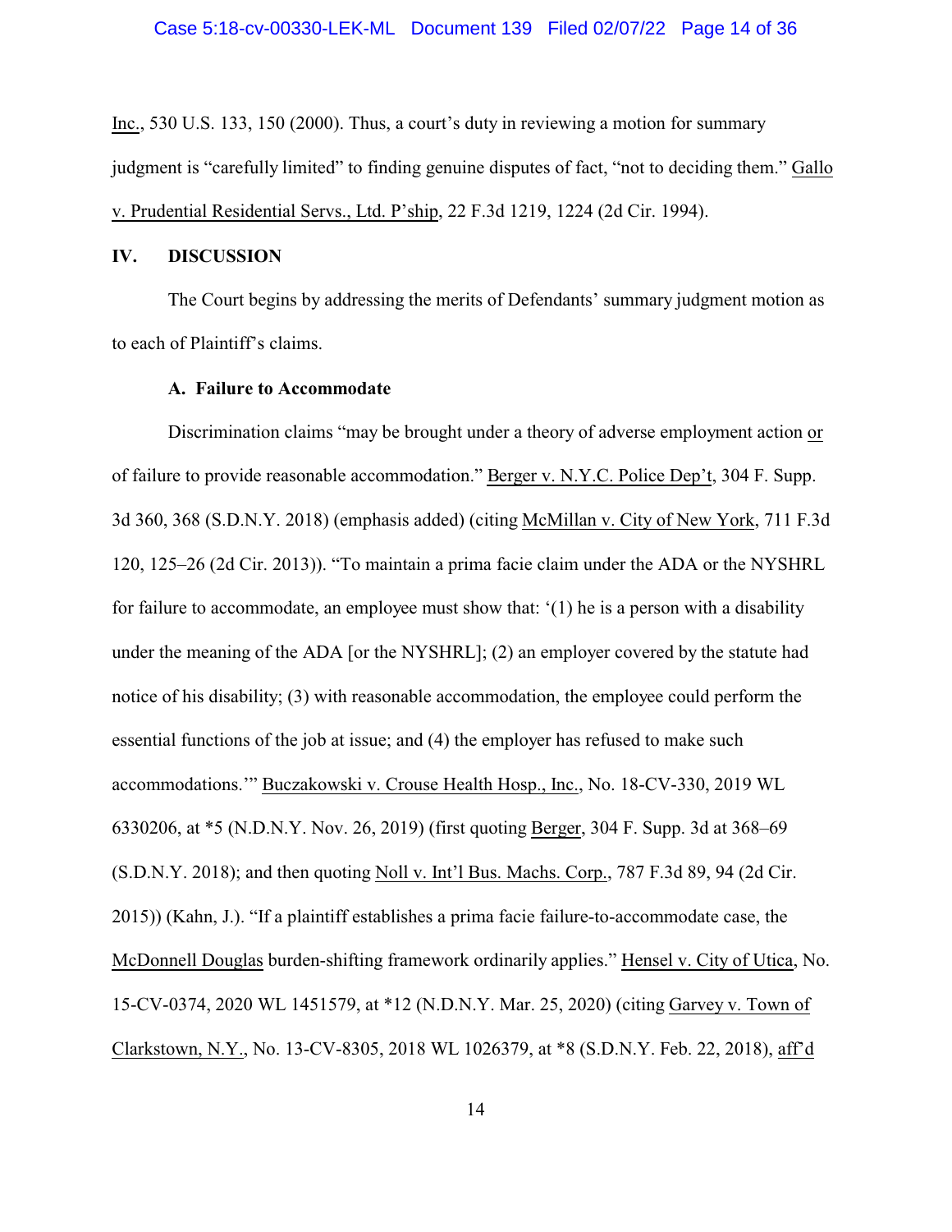Inc., 530 U.S. 133, 150 (2000). Thus, a court's duty in reviewing a motion for summary judgment is "carefully limited" to finding genuine disputes of fact, "not to deciding them." Gallo v. Prudential Residential Servs., Ltd. P'ship, 22 F.3d 1219, 1224 (2d Cir. 1994).

## IV. DISCUSSION

The Court begins by addressing the merits of Defendants' summary judgment motion as to each of Plaintiff's claims.

### A. Failure to Accommodate

Discrimination claims "may be brought under a theory of adverse employment action or of failure to provide reasonable accommodation." Berger v. N.Y.C. Police Dep't, 304 F. Supp. 3d 360, 368 (S.D.N.Y. 2018) (emphasis added) (citing McMillan v. City of New York, 711 F.3d 120, 125–26 (2d Cir. 2013)). "To maintain a prima facie claim under the ADA or the NYSHRL for failure to accommodate, an employee must show that: '(1) he is a person with a disability under the meaning of the ADA [or the NYSHRL]; (2) an employer covered by the statute had notice of his disability; (3) with reasonable accommodation, the employee could perform the essential functions of the job at issue; and (4) the employer has refused to make such accommodations.'" Buczakowski v. Crouse Health Hosp., Inc., No. 18-CV-330, 2019 WL 6330206, at *5 (N.D.N.Y. Nov. 26, 2019) (first quoting Berger, 304 F. Supp. 3d at 368–69 (S.D.N.Y. 2018); and then quoting Noll v. Int'l Bus. Machs. Corp., 787 F.3d 89, 94 (2d Cir. 2015)) (Kahn, J.). "If a plaintiff establishes a prima facie failure-to-accommodate case, the McDonnell Douglas burden-shifting framework ordinarily applies." Hensel v. City of Utica, No. 15-CV-0374, 2020 WL 1451579, at *12 (N.D.N.Y. Mar. 25, 2020) (citing Garvey v. Town of Clarkstown, N.Y., No. 13-CV-8305, 2018 WL 1026379, at *8 (S.D.N.Y. Feb. 22, 2018), aff'd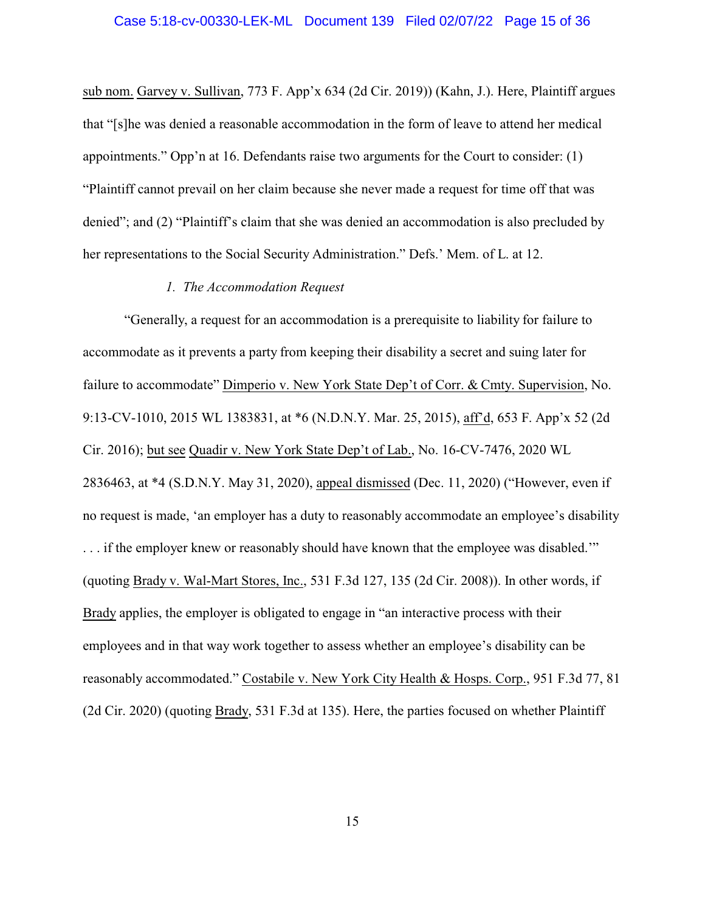sub nom. Garvey v. Sullivan, 773 F. App'x 634 (2d Cir. 2019)) (Kahn, J.). Here, Plaintiff argues that "[s]he was denied a reasonable accommodation in the form of leave to attend her medical appointments." Opp'n at 16. Defendants raise two arguments for the Court to consider: (1) "Plaintiff cannot prevail on her claim because she never made a request for time off that was denied"; and (2) "Plaintiff's claim that she was denied an accommodation is also precluded by her representations to the Social Security Administration." Defs.' Mem. of L. at 12.

*1. The Accommodation Request*

"Generally, a request for an accommodation is a prerequisite to liability for failure to accommodate as it prevents a party from keeping their disability a secret and suing later for failure to accommodate" Dimperio v. New York State Dep't of Corr. & Cmty. Supervision, No. 9:13-CV-1010, 2015 WL 1383831, at *6 (N.D.N.Y. Mar. 25, 2015), aff'd, 653 F. App'x 52 (2d Cir. 2016); but see Quadir v. New York State Dep't of Lab., No. 16-CV-7476, 2020 WL 2836463, at *4 (S.D.N.Y. May 31, 2020), appeal dismissed (Dec. 11, 2020) ("However, even if no request is made, 'an employer has a duty to reasonably accommodate an employee's disability . . . if the employer knew or reasonably should have known that the employee was disabled.'" (quoting Brady v. Wal-Mart Stores, Inc., 531 F.3d 127, 135 (2d Cir. 2008)). In other words, if Brady applies, the employer is obligated to engage in "an interactive process with their employees and in that way work together to assess whether an employee's disability can be reasonably accommodated." Costabile v. New York City Health & Hosps. Corp., 951 F.3d 77, 81 (2d Cir. 2020) (quoting Brady, 531 F.3d at 135). Here, the parties focused on whether Plaintiff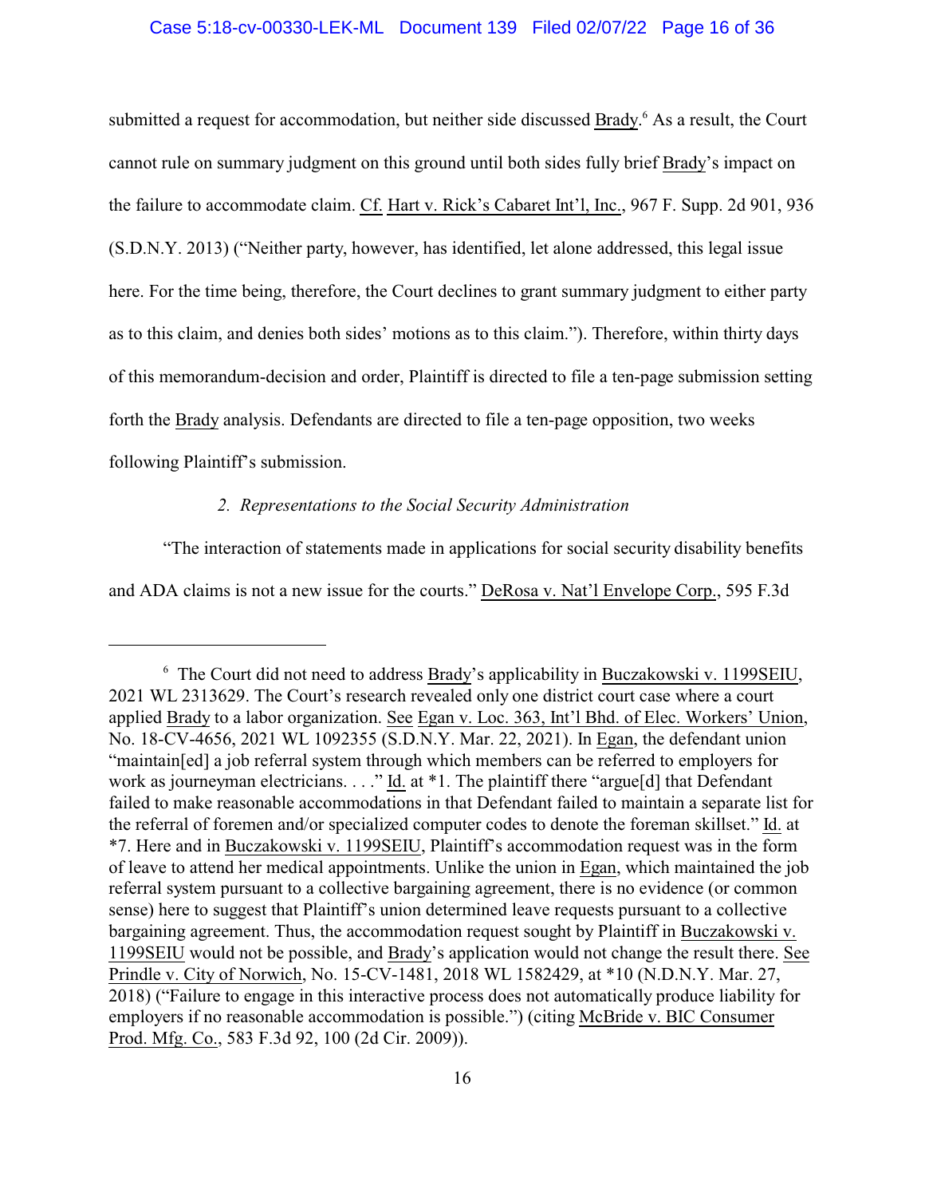submitted a request for accommodation, but neither side discussed Brady.[6] As a result, the Court cannot rule on summary judgment on this ground until both sides fully brief Brady's impact on the failure to accommodate claim. Cf. Hart v. Rick's Cabaret Int'l, Inc., 967 F. Supp. 2d 901, 936 (S.D.N.Y. 2013) ("Neither party, however, has identified, let alone addressed, this legal issue here. For the time being, therefore, the Court declines to grant summary judgment to either party as to this claim, and denies both sides' motions as to this claim."). Therefore, within thirty days of this memorandum-decision and order, Plaintiff is directed to file a ten-page submission setting forth the Brady analysis. Defendants are directed to file a ten-page opposition, two weeks following Plaintiff's submission.

*2. Representations to the Social Security Administration*

"The interaction of statements made in applications for social security disability benefits and ADA claims is not a new issue for the courts." DeRosa v. Nat'l Envelope Corp., 595 F.3d

---

[6] The Court did not need to address Brady's applicability in Buczakowski v. 1199SEIU, 2021 WL 2313629. The Court's research revealed only one district court case where a court applied Brady to a labor organization. See Egan v. Loc. 363, Int'l Bhd. of Elec. Workers' Union, No. 18-CV-4656, 2021 WL 1092355 (S.D.N.Y. Mar. 22, 2021). In Egan, the defendant union "maintain[ed] a job referral system through which members can be referred to employers for work as journeyman electricians. . . ." Id. at *1. The plaintiff there "argue[d] that Defendant failed to make reasonable accommodations in that Defendant failed to maintain a separate list for the referral of foremen and/or specialized computer codes to denote the foreman skillset." Id. at *7. Here and in Buczakowski v. 1199SEIU, Plaintiff's accommodation request was in the form of leave to attend her medical appointments. Unlike the union in Egan, which maintained the job referral system pursuant to a collective bargaining agreement, there is no evidence (or common sense) here to suggest that Plaintiff's union determined leave requests pursuant to a collective bargaining agreement. Thus, the accommodation request sought by Plaintiff in Buczakowski v. 1199SEIU would not be possible, and Brady's application would not change the result there. See Prindle v. City of Norwich, No. 15-CV-1481, 2018 WL 1582429, at *10 (N.D.N.Y. Mar. 27, 2018) ("Failure to engage in this interactive process does not automatically produce liability for employers if no reasonable accommodation is possible.") (citing McBride v. BIC Consumer Prod. Mfg. Co., 583 F.3d 92, 100 (2d Cir. 2009)).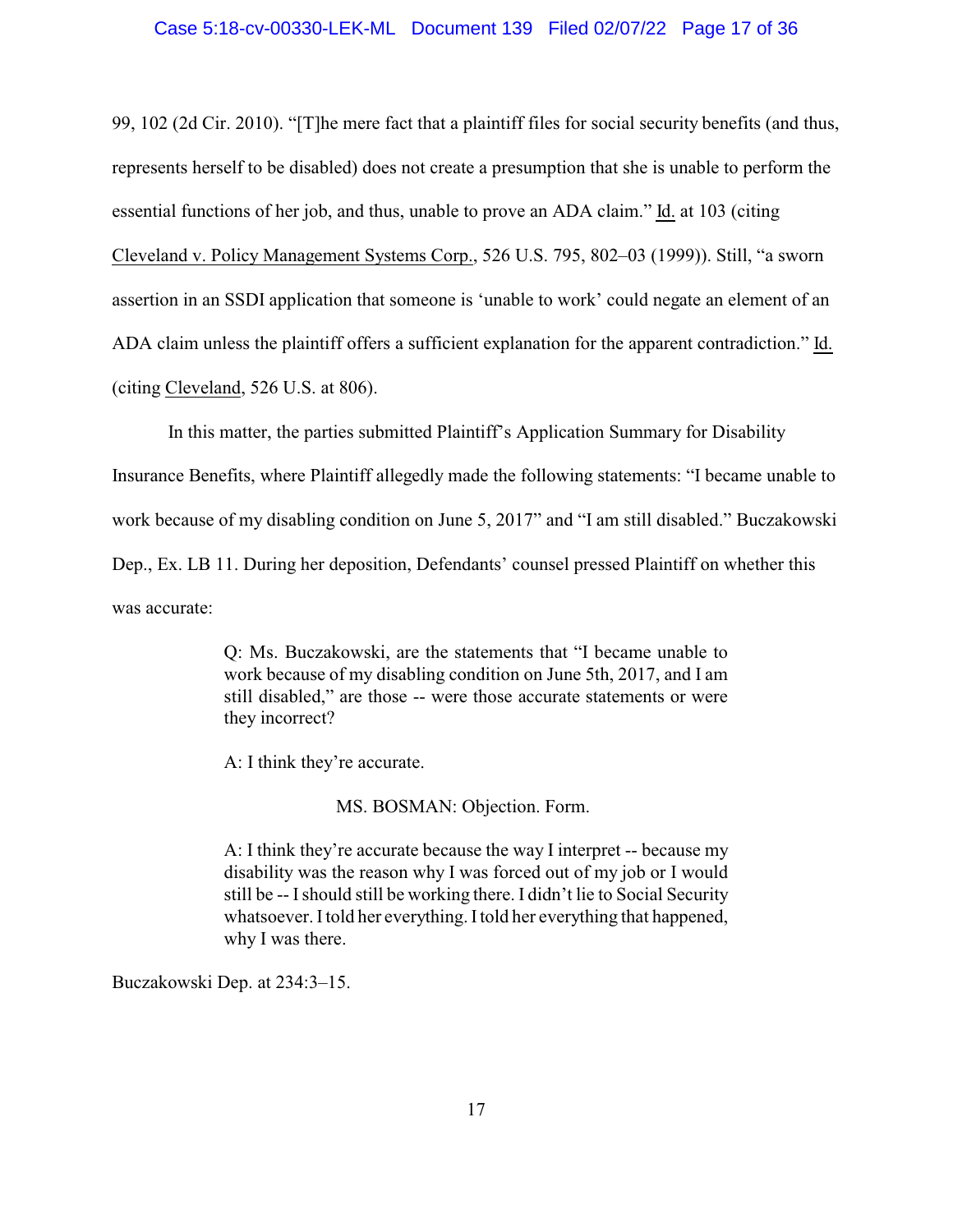99, 102 (2d Cir. 2010). "[T]he mere fact that a plaintiff files for social security benefits (and thus, represents herself to be disabled) does not create a presumption that she is unable to perform the essential functions of her job, and thus, unable to prove an ADA claim." Id. at 103 (citing Cleveland v. Policy Management Systems Corp., 526 U.S. 795, 802–03 (1999)). Still, "a sworn assertion in an SSDI application that someone is 'unable to work' could negate an element of an ADA claim unless the plaintiff offers a sufficient explanation for the apparent contradiction." Id. (citing Cleveland, 526 U.S. at 806).

In this matter, the parties submitted Plaintiff's Application Summary for Disability Insurance Benefits, where Plaintiff allegedly made the following statements: "I became unable to work because of my disabling condition on June 5, 2017" and "I am still disabled." Buczakowski Dep., Ex. LB 11. During her deposition, Defendants' counsel pressed Plaintiff on whether this was accurate:

> Q: Ms. Buczakowski, are the statements that "I became unable to work because of my disabling condition on June 5th, 2017, and I am still disabled," are those -- were those accurate statements or were they incorrect?
>
> A: I think they're accurate.
>
> MS. BOSMAN: Objection. Form.
>
> A: I think they're accurate because the way I interpret -- because my disability was the reason why I was forced out of my job or I would still be -- I should still be working there. I didn't lie to Social Security whatsoever. I told her everything. I told her everything that happened, why I was there.

Buczakowski Dep. at 234:3–15.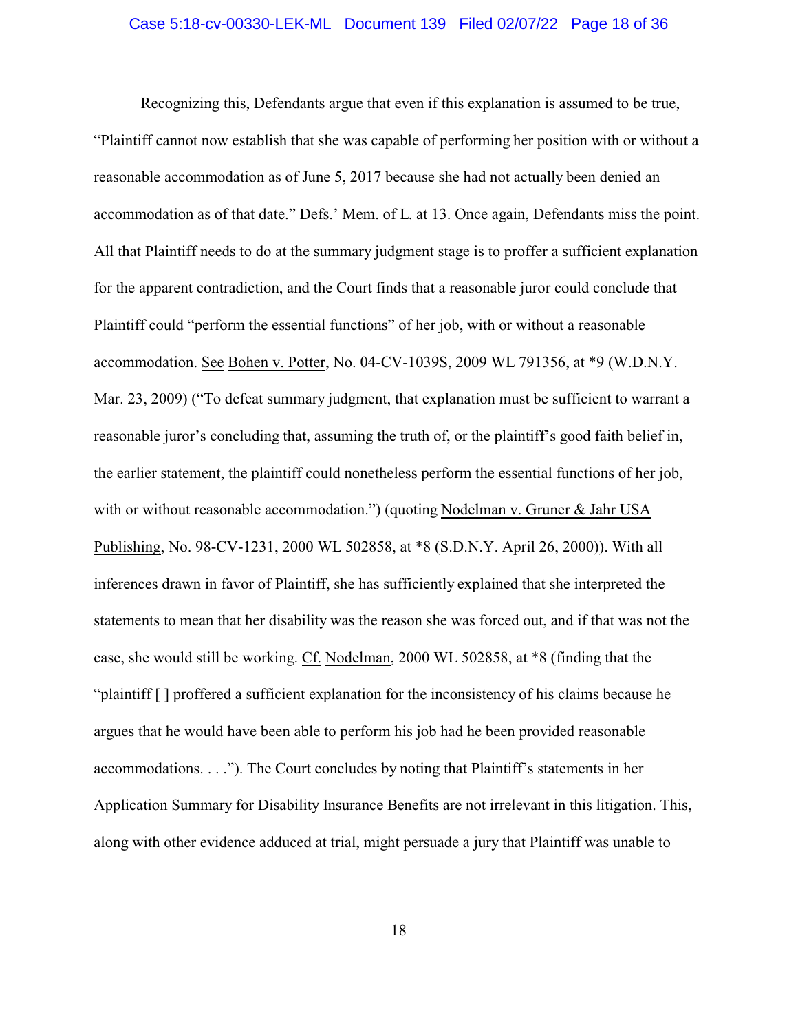Recognizing this, Defendants argue that even if this explanation is assumed to be true, "Plaintiff cannot now establish that she was capable of performing her position with or without a reasonable accommodation as of June 5, 2017 because she had not actually been denied an accommodation as of that date." Defs.' Mem. of L. at 13. Once again, Defendants miss the point. All that Plaintiff needs to do at the summary judgment stage is to proffer a sufficient explanation for the apparent contradiction, and the Court finds that a reasonable juror could conclude that Plaintiff could "perform the essential functions" of her job, with or without a reasonable accommodation. See Bohen v. Potter, No. 04-CV-1039S, 2009 WL 791356, at *9 (W.D.N.Y. Mar. 23, 2009) ("To defeat summary judgment, that explanation must be sufficient to warrant a reasonable juror's concluding that, assuming the truth of, or the plaintiff's good faith belief in, the earlier statement, the plaintiff could nonetheless perform the essential functions of her job, with or without reasonable accommodation.") (quoting Nodelman v. Gruner & Jahr USA Publishing, No. 98-CV-1231, 2000 WL 502858, at *8 (S.D.N.Y. April 26, 2000)). With all inferences drawn in favor of Plaintiff, she has sufficiently explained that she interpreted the statements to mean that her disability was the reason she was forced out, and if that was not the case, she would still be working. Cf. Nodelman, 2000 WL 502858, at *8 (finding that the "plaintiff [ ] proffered a sufficient explanation for the inconsistency of his claims because he argues that he would have been able to perform his job had he been provided reasonable accommodations. . . ."). The Court concludes by noting that Plaintiff's statements in her Application Summary for Disability Insurance Benefits are not irrelevant in this litigation. This, along with other evidence adduced at trial, might persuade a jury that Plaintiff was unable to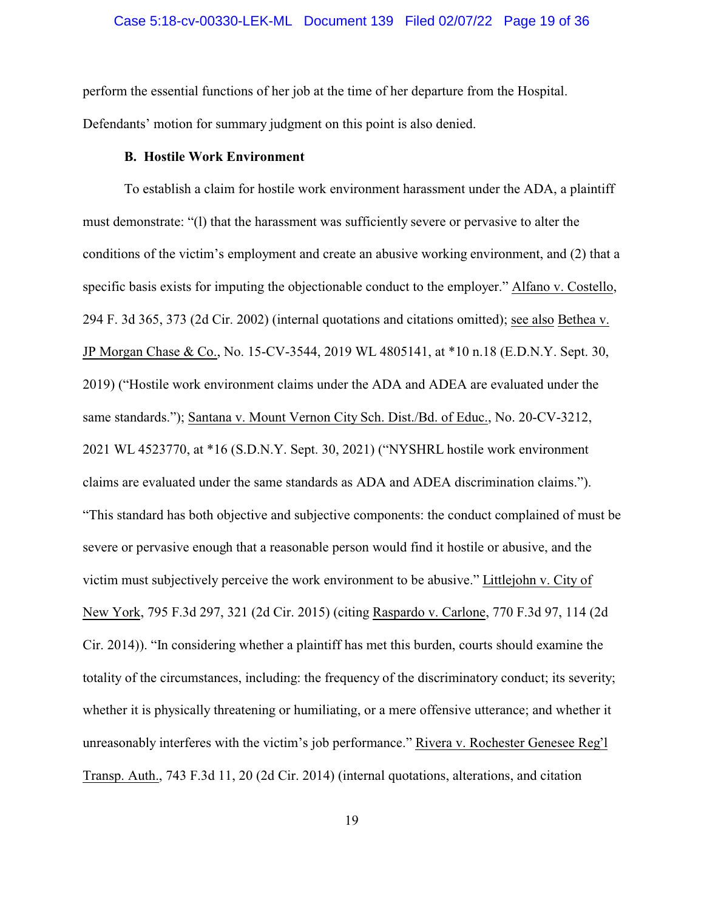perform the essential functions of her job at the time of her departure from the Hospital. Defendants' motion for summary judgment on this point is also denied.

### B. Hostile Work Environment

To establish a claim for hostile work environment harassment under the ADA, a plaintiff must demonstrate: "(l) that the harassment was sufficiently severe or pervasive to alter the conditions of the victim's employment and create an abusive working environment, and (2) that a specific basis exists for imputing the objectionable conduct to the employer." Alfano v. Costello, 294 F. 3d 365, 373 (2d Cir. 2002) (internal quotations and citations omitted); see also Bethea v. JP Morgan Chase & Co., No. 15-CV-3544, 2019 WL 4805141, at *10 n.18 (E.D.N.Y. Sept. 30, 2019) ("Hostile work environment claims under the ADA and ADEA are evaluated under the same standards."); Santana v. Mount Vernon City Sch. Dist./Bd. of Educ., No. 20-CV-3212, 2021 WL 4523770, at *16 (S.D.N.Y. Sept. 30, 2021) ("NYSHRL hostile work environment claims are evaluated under the same standards as ADA and ADEA discrimination claims."). "This standard has both objective and subjective components: the conduct complained of must be severe or pervasive enough that a reasonable person would find it hostile or abusive, and the victim must subjectively perceive the work environment to be abusive." Littlejohn v. City of New York, 795 F.3d 297, 321 (2d Cir. 2015) (citing Raspardo v. Carlone, 770 F.3d 97, 114 (2d Cir. 2014)). "In considering whether a plaintiff has met this burden, courts should examine the totality of the circumstances, including: the frequency of the discriminatory conduct; its severity; whether it is physically threatening or humiliating, or a mere offensive utterance; and whether it unreasonably interferes with the victim's job performance." Rivera v. Rochester Genesee Reg'l Transp. Auth., 743 F.3d 11, 20 (2d Cir. 2014) (internal quotations, alterations, and citation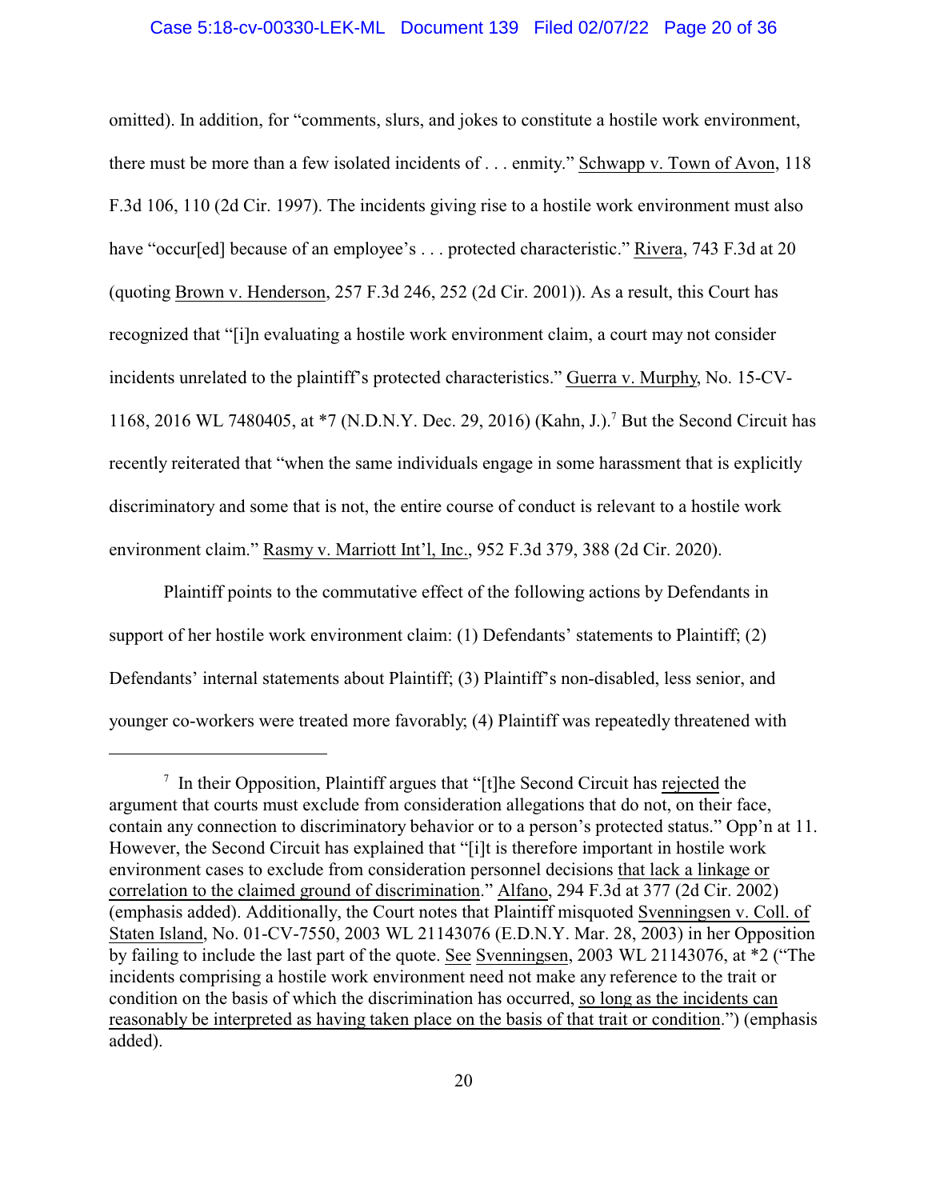omitted). In addition, for "comments, slurs, and jokes to constitute a hostile work environment, there must be more than a few isolated incidents of . . . enmity." Schwapp v. Town of Avon, 118 F.3d 106, 110 (2d Cir. 1997). The incidents giving rise to a hostile work environment must also have "occur[ed] because of an employee's . . . protected characteristic." Rivera, 743 F.3d at 20 (quoting Brown v. Henderson, 257 F.3d 246, 252 (2d Cir. 2001)). As a result, this Court has recognized that "[i]n evaluating a hostile work environment claim, a court may not consider incidents unrelated to the plaintiff's protected characteristics." Guerra v. Murphy, No. 15-CV-1168, 2016 WL 7480405, at *7 (N.D.N.Y. Dec. 29, 2016) (Kahn, J.).[7] But the Second Circuit has recently reiterated that "when the same individuals engage in some harassment that is explicitly discriminatory and some that is not, the entire course of conduct is relevant to a hostile work environment claim." Rasmy v. Marriott Int'l, Inc., 952 F.3d 379, 388 (2d Cir. 2020).

Plaintiff points to the commutative effect of the following actions by Defendants in support of her hostile work environment claim: (1) Defendants' statements to Plaintiff; (2) Defendants' internal statements about Plaintiff; (3) Plaintiff's non-disabled, less senior, and younger co-workers were treated more favorably; (4) Plaintiff was repeatedly threatened with

---

[7] In their Opposition, Plaintiff argues that "[t]he Second Circuit has rejected the argument that courts must exclude from consideration allegations that do not, on their face, contain any connection to discriminatory behavior or to a person's protected status." Opp'n at 11. However, the Second Circuit has explained that "[i]t is therefore important in hostile work environment cases to exclude from consideration personnel decisions that lack a linkage or correlation to the claimed ground of discrimination." Alfano, 294 F.3d at 377 (2d Cir. 2002) (emphasis added). Additionally, the Court notes that Plaintiff misquoted Svenningsen v. Coll. of Staten Island, No. 01-CV-7550, 2003 WL 21143076 (E.D.N.Y. Mar. 28, 2003) in her Opposition by failing to include the last part of the quote. See Svenningsen, 2003 WL 21143076, at *2 ("The incidents comprising a hostile work environment need not make any reference to the trait or condition on the basis of which the discrimination has occurred, so long as the incidents can reasonably be interpreted as having taken place on the basis of that trait or condition.") (emphasis added).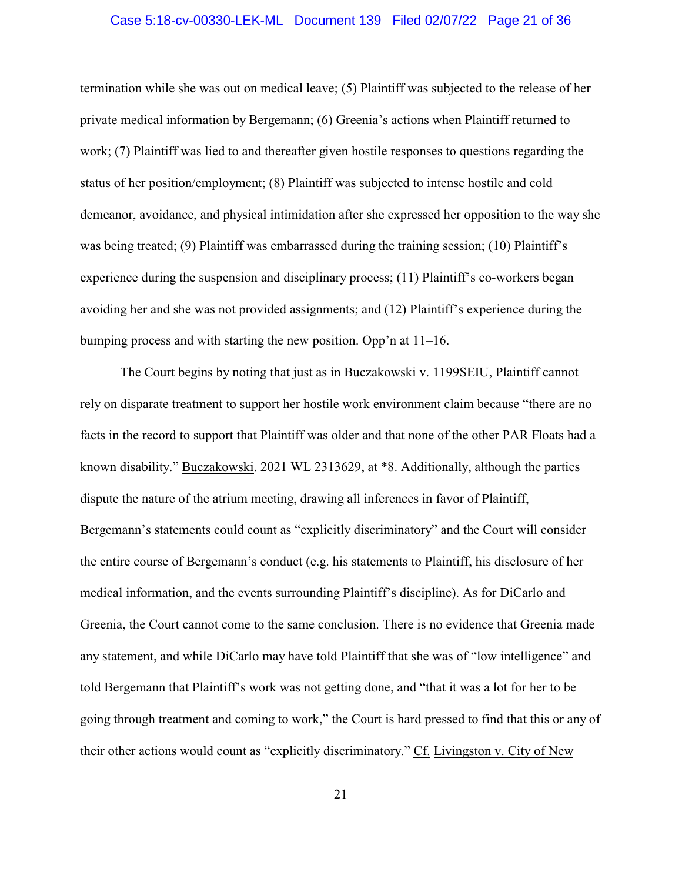termination while she was out on medical leave; (5) Plaintiff was subjected to the release of her private medical information by Bergemann; (6) Greenia's actions when Plaintiff returned to work; (7) Plaintiff was lied to and thereafter given hostile responses to questions regarding the status of her position/employment; (8) Plaintiff was subjected to intense hostile and cold demeanor, avoidance, and physical intimidation after she expressed her opposition to the way she was being treated; (9) Plaintiff was embarrassed during the training session; (10) Plaintiff's experience during the suspension and disciplinary process; (11) Plaintiff's co-workers began avoiding her and she was not provided assignments; and (12) Plaintiff's experience during the bumping process and with starting the new position. Opp'n at 11–16.

The Court begins by noting that just as in Buczakowski v. 1199SEIU, Plaintiff cannot rely on disparate treatment to support her hostile work environment claim because "there are no facts in the record to support that Plaintiff was older and that none of the other PAR Floats had a known disability." Buczakowski. 2021 WL 2313629, at *8. Additionally, although the parties dispute the nature of the atrium meeting, drawing all inferences in favor of Plaintiff, Bergemann's statements could count as "explicitly discriminatory" and the Court will consider the entire course of Bergemann's conduct (e.g. his statements to Plaintiff, his disclosure of her medical information, and the events surrounding Plaintiff's discipline). As for DiCarlo and Greenia, the Court cannot come to the same conclusion. There is no evidence that Greenia made any statement, and while DiCarlo may have told Plaintiff that she was of "low intelligence" and told Bergemann that Plaintiff's work was not getting done, and "that it was a lot for her to be going through treatment and coming to work," the Court is hard pressed to find that this or any of their other actions would count as "explicitly discriminatory." Cf. Livingston v. City of New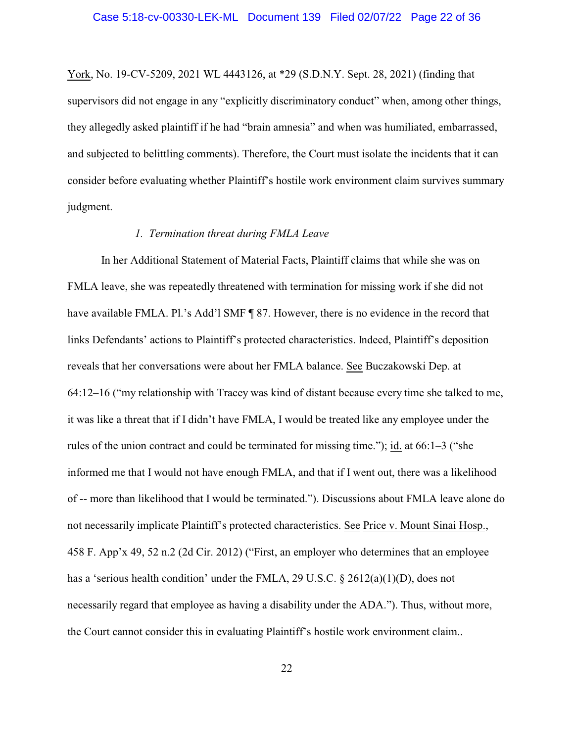York, No. 19-CV-5209, 2021 WL 4443126, at *29 (S.D.N.Y. Sept. 28, 2021) (finding that supervisors did not engage in any "explicitly discriminatory conduct" when, among other things, they allegedly asked plaintiff if he had "brain amnesia" and when was humiliated, embarrassed, and subjected to belittling comments). Therefore, the Court must isolate the incidents that it can consider before evaluating whether Plaintiff's hostile work environment claim survives summary judgment.

*1. Termination threat during FMLA Leave*

In her Additional Statement of Material Facts, Plaintiff claims that while she was on FMLA leave, she was repeatedly threatened with termination for missing work if she did not have available FMLA. Pl.'s Add'l SMF ¶ 87. However, there is no evidence in the record that links Defendants' actions to Plaintiff's protected characteristics. Indeed, Plaintiff's deposition reveals that her conversations were about her FMLA balance. See Buczakowski Dep. at 64:12–16 ("my relationship with Tracey was kind of distant because every time she talked to me, it was like a threat that if I didn't have FMLA, I would be treated like any employee under the rules of the union contract and could be terminated for missing time."); id. at 66:1–3 ("she informed me that I would not have enough FMLA, and that if I went out, there was a likelihood of -- more than likelihood that I would be terminated."). Discussions about FMLA leave alone do not necessarily implicate Plaintiff's protected characteristics. See Price v. Mount Sinai Hosp., 458 F. App'x 49, 52 n.2 (2d Cir. 2012) ("First, an employer who determines that an employee has a 'serious health condition' under the FMLA, 29 U.S.C. § 2612(a)(1)(D), does not necessarily regard that employee as having a disability under the ADA."). Thus, without more, the Court cannot consider this in evaluating Plaintiff's hostile work environment claim..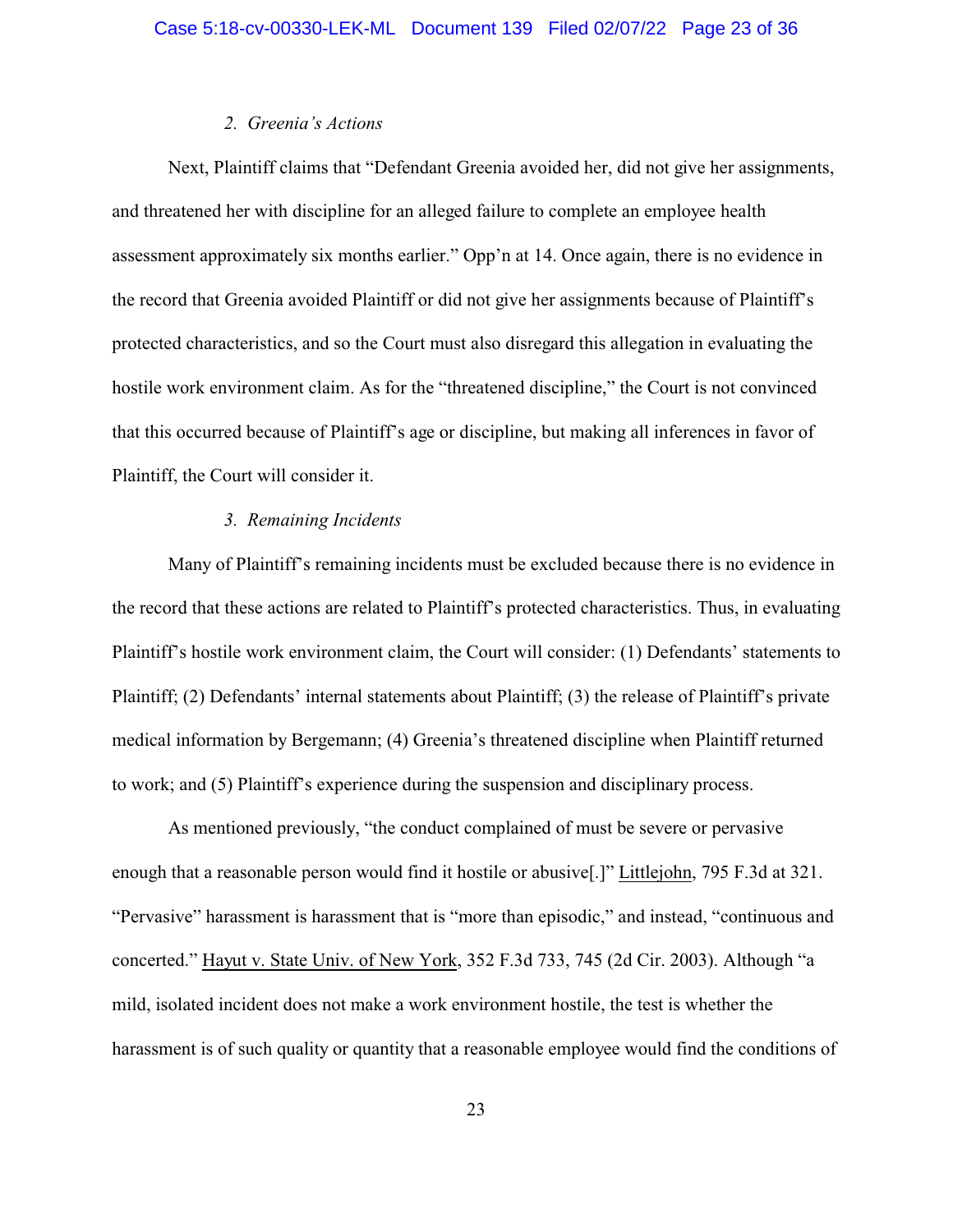### 2. *Greenia's Actions*

Next, Plaintiff claims that "Defendant Greenia avoided her, did not give her assignments, and threatened her with discipline for an alleged failure to complete an employee health assessment approximately six months earlier." Opp'n at 14. Once again, there is no evidence in the record that Greenia avoided Plaintiff or did not give her assignments because of Plaintiff's protected characteristics, and so the Court must also disregard this allegation in evaluating the hostile work environment claim. As for the "threatened discipline," the Court is not convinced that this occurred because of Plaintiff's age or discipline, but making all inferences in favor of Plaintiff, the Court will consider it.

### 3. *Remaining Incidents*

Many of Plaintiff's remaining incidents must be excluded because there is no evidence in the record that these actions are related to Plaintiff's protected characteristics. Thus, in evaluating Plaintiff's hostile work environment claim, the Court will consider: (1) Defendants' statements to Plaintiff; (2) Defendants' internal statements about Plaintiff; (3) the release of Plaintiff's private medical information by Bergemann; (4) Greenia's threatened discipline when Plaintiff returned to work; and (5) Plaintiff's experience during the suspension and disciplinary process.

As mentioned previously, "the conduct complained of must be severe or pervasive enough that a reasonable person would find it hostile or abusive[.]" Littlejohn, 795 F.3d at 321. "Pervasive" harassment is harassment that is "more than episodic," and instead, "continuous and concerted." Hayut v. State Univ. of New York, 352 F.3d 733, 745 (2d Cir. 2003). Although "a mild, isolated incident does not make a work environment hostile, the test is whether the harassment is of such quality or quantity that a reasonable employee would find the conditions of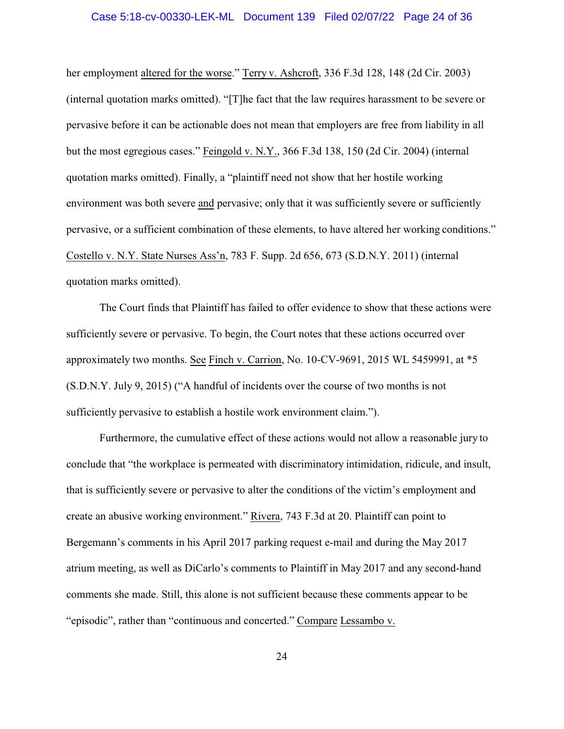her employment altered for the worse." Terry v. Ashcroft, 336 F.3d 128, 148 (2d Cir. 2003) (internal quotation marks omitted). "[T]he fact that the law requires harassment to be severe or pervasive before it can be actionable does not mean that employers are free from liability in all but the most egregious cases." Feingold v. N.Y., 366 F.3d 138, 150 (2d Cir. 2004) (internal quotation marks omitted). Finally, a "plaintiff need not show that her hostile working environment was both severe and pervasive; only that it was sufficiently severe or sufficiently pervasive, or a sufficient combination of these elements, to have altered her working conditions." Costello v. N.Y. State Nurses Ass'n, 783 F. Supp. 2d 656, 673 (S.D.N.Y. 2011) (internal quotation marks omitted).

The Court finds that Plaintiff has failed to offer evidence to show that these actions were sufficiently severe or pervasive. To begin, the Court notes that these actions occurred over approximately two months. See Finch v. Carrion, No. 10-CV-9691, 2015 WL 5459991, at *5 (S.D.N.Y. July 9, 2015) ("A handful of incidents over the course of two months is not sufficiently pervasive to establish a hostile work environment claim.").

Furthermore, the cumulative effect of these actions would not allow a reasonable jury to conclude that "the workplace is permeated with discriminatory intimidation, ridicule, and insult, that is sufficiently severe or pervasive to alter the conditions of the victim's employment and create an abusive working environment." Rivera, 743 F.3d at 20. Plaintiff can point to Bergemann's comments in his April 2017 parking request e-mail and during the May 2017 atrium meeting, as well as DiCarlo's comments to Plaintiff in May 2017 and any second-hand comments she made. Still, this alone is not sufficient because these comments appear to be "episodic", rather than "continuous and concerted." Compare Lessambo v.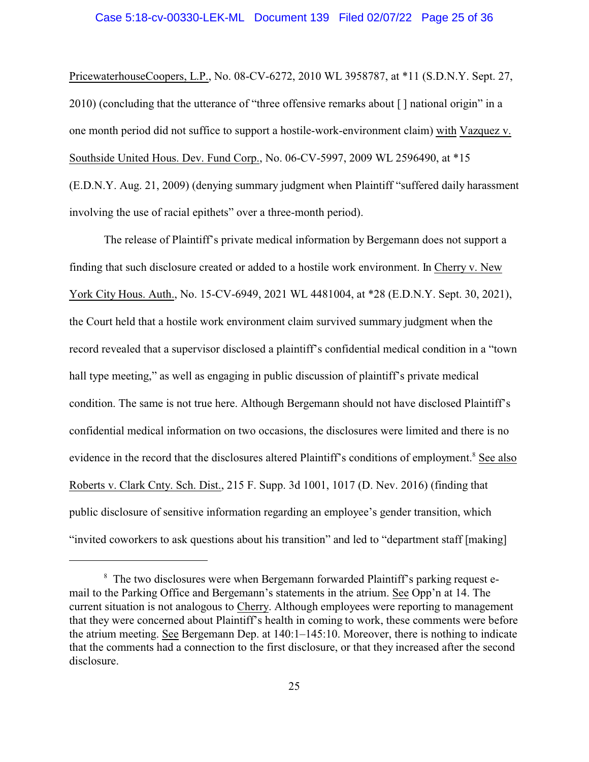PricewaterhouseCoopers, L.P., No. 08-CV-6272, 2010 WL 3958787, at *11 (S.D.N.Y. Sept. 27, 2010) (concluding that the utterance of "three offensive remarks about [ ] national origin" in a one month period did not suffice to support a hostile-work-environment claim) with Vazquez v. Southside United Hous. Dev. Fund Corp., No. 06-CV-5997, 2009 WL 2596490, at *15 (E.D.N.Y. Aug. 21, 2009) (denying summary judgment when Plaintiff "suffered daily harassment involving the use of racial epithets" over a three-month period).

The release of Plaintiff's private medical information by Bergemann does not support a finding that such disclosure created or added to a hostile work environment. In Cherry v. New York City Hous. Auth., No. 15-CV-6949, 2021 WL 4481004, at *28 (E.D.N.Y. Sept. 30, 2021), the Court held that a hostile work environment claim survived summary judgment when the record revealed that a supervisor disclosed a plaintiff's confidential medical condition in a "town hall type meeting," as well as engaging in public discussion of plaintiff's private medical condition. The same is not true here. Although Bergemann should not have disclosed Plaintiff's confidential medical information on two occasions, the disclosures were limited and there is no evidence in the record that the disclosures altered Plaintiff's conditions of employment.[8] See also Roberts v. Clark Cnty. Sch. Dist., 215 F. Supp. 3d 1001, 1017 (D. Nev. 2016) (finding that public disclosure of sensitive information regarding an employee's gender transition, which "invited coworkers to ask questions about his transition" and led to "department staff [making]

---

[8] The two disclosures were when Bergemann forwarded Plaintiff's parking request e-mail to the Parking Office and Bergemann's statements in the atrium. See Opp'n at 14. The current situation is not analogous to Cherry. Although employees were reporting to management that they were concerned about Plaintiff's health in coming to work, these comments were before the atrium meeting. See Bergemann Dep. at 140:1–145:10. Moreover, there is nothing to indicate that the comments had a connection to the first disclosure, or that they increased after the second disclosure.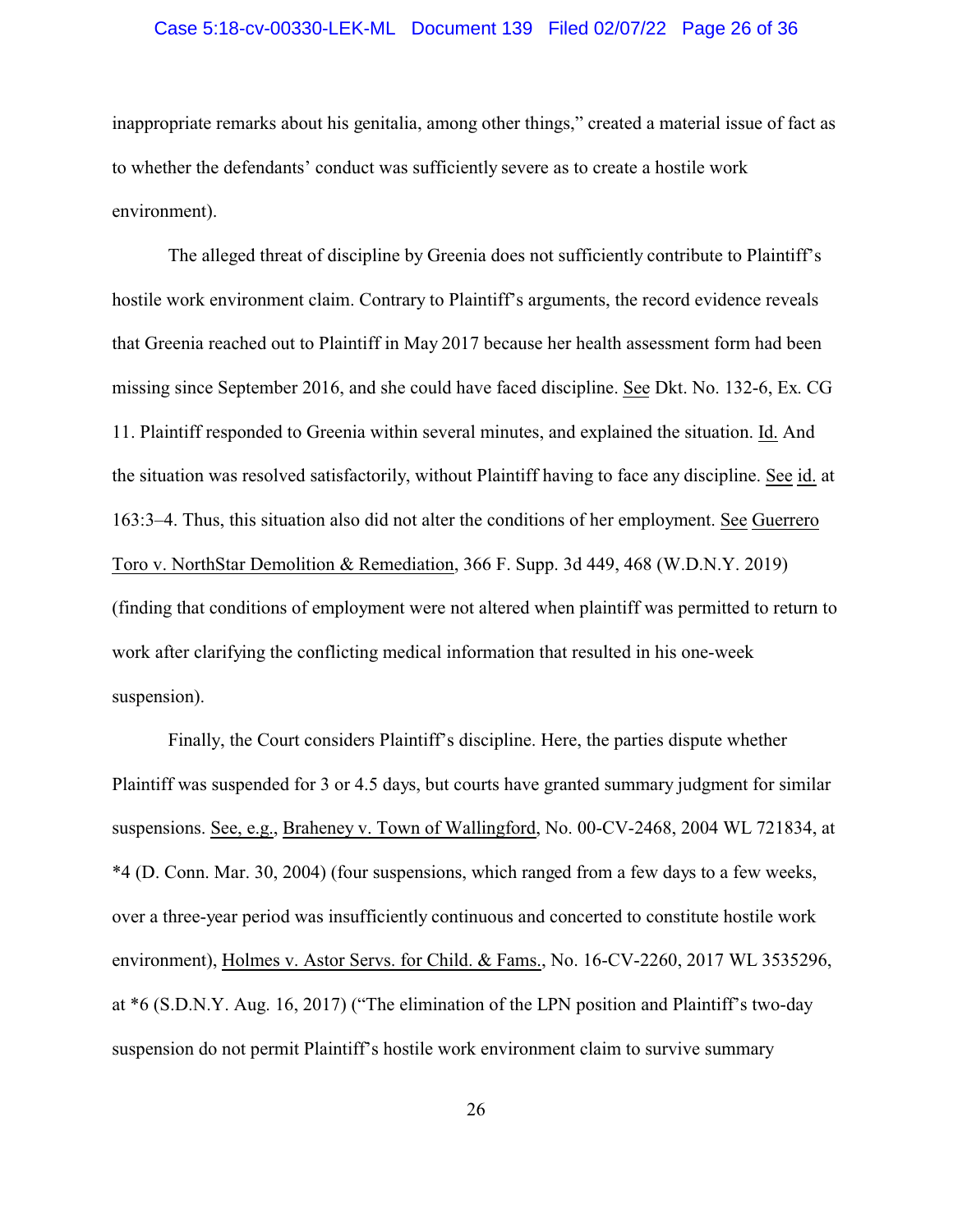inappropriate remarks about his genitalia, among other things," created a material issue of fact as to whether the defendants' conduct was sufficiently severe as to create a hostile work environment).

The alleged threat of discipline by Greenia does not sufficiently contribute to Plaintiff's hostile work environment claim. Contrary to Plaintiff's arguments, the record evidence reveals that Greenia reached out to Plaintiff in May 2017 because her health assessment form had been missing since September 2016, and she could have faced discipline. See Dkt. No. 132-6, Ex. CG 11. Plaintiff responded to Greenia within several minutes, and explained the situation. Id. And the situation was resolved satisfactorily, without Plaintiff having to face any discipline. See id. at 163:3–4. Thus, this situation also did not alter the conditions of her employment. See Guerrero Toro v. NorthStar Demolition & Remediation, 366 F. Supp. 3d 449, 468 (W.D.N.Y. 2019) (finding that conditions of employment were not altered when plaintiff was permitted to return to work after clarifying the conflicting medical information that resulted in his one-week suspension).

Finally, the Court considers Plaintiff's discipline. Here, the parties dispute whether Plaintiff was suspended for 3 or 4.5 days, but courts have granted summary judgment for similar suspensions. See, e.g., Braheney v. Town of Wallingford, No. 00-CV-2468, 2004 WL 721834, at *4 (D. Conn. Mar. 30, 2004) (four suspensions, which ranged from a few days to a few weeks, over a three-year period was insufficiently continuous and concerted to constitute hostile work environment), Holmes v. Astor Servs. for Child. & Fams., No. 16-CV-2260, 2017 WL 3535296, at *6 (S.D.N.Y. Aug. 16, 2017) ("The elimination of the LPN position and Plaintiff's two-day suspension do not permit Plaintiff's hostile work environment claim to survive summary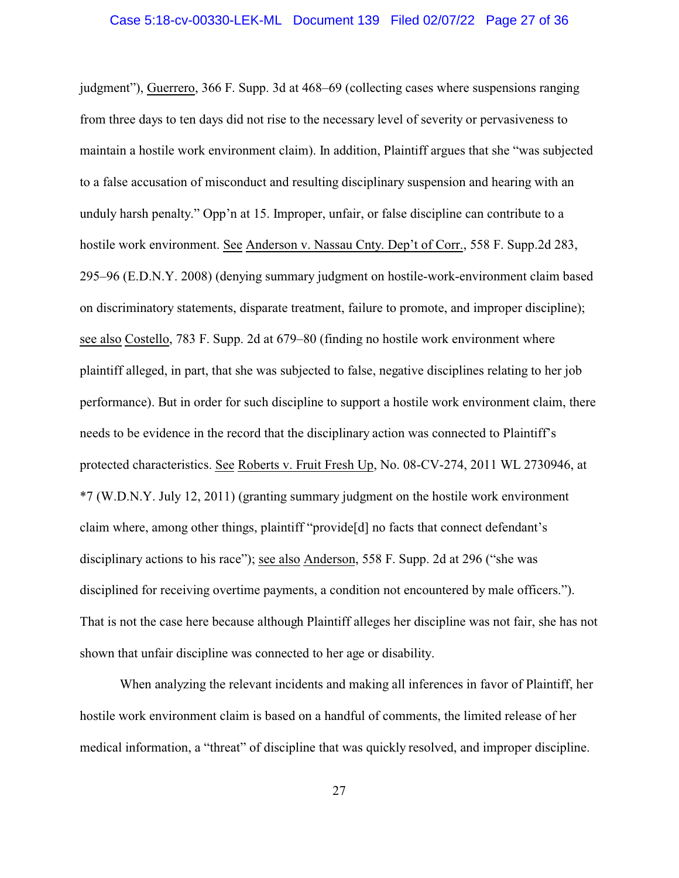judgment"), Guerrero, 366 F. Supp. 3d at 468–69 (collecting cases where suspensions ranging from three days to ten days did not rise to the necessary level of severity or pervasiveness to maintain a hostile work environment claim). In addition, Plaintiff argues that she "was subjected to a false accusation of misconduct and resulting disciplinary suspension and hearing with an unduly harsh penalty." Opp'n at 15. Improper, unfair, or false discipline can contribute to a hostile work environment. See Anderson v. Nassau Cnty. Dep't of Corr., 558 F. Supp.2d 283, 295–96 (E.D.N.Y. 2008) (denying summary judgment on hostile-work-environment claim based on discriminatory statements, disparate treatment, failure to promote, and improper discipline); see also Costello, 783 F. Supp. 2d at 679–80 (finding no hostile work environment where plaintiff alleged, in part, that she was subjected to false, negative disciplines relating to her job performance). But in order for such discipline to support a hostile work environment claim, there needs to be evidence in the record that the disciplinary action was connected to Plaintiff's protected characteristics. See Roberts v. Fruit Fresh Up, No. 08-CV-274, 2011 WL 2730946, at *7 (W.D.N.Y. July 12, 2011) (granting summary judgment on the hostile work environment claim where, among other things, plaintiff "provide[d] no facts that connect defendant's disciplinary actions to his race"); see also Anderson, 558 F. Supp. 2d at 296 ("she was disciplined for receiving overtime payments, a condition not encountered by male officers."). That is not the case here because although Plaintiff alleges her discipline was not fair, she has not shown that unfair discipline was connected to her age or disability.

When analyzing the relevant incidents and making all inferences in favor of Plaintiff, her hostile work environment claim is based on a handful of comments, the limited release of her medical information, a "threat" of discipline that was quickly resolved, and improper discipline.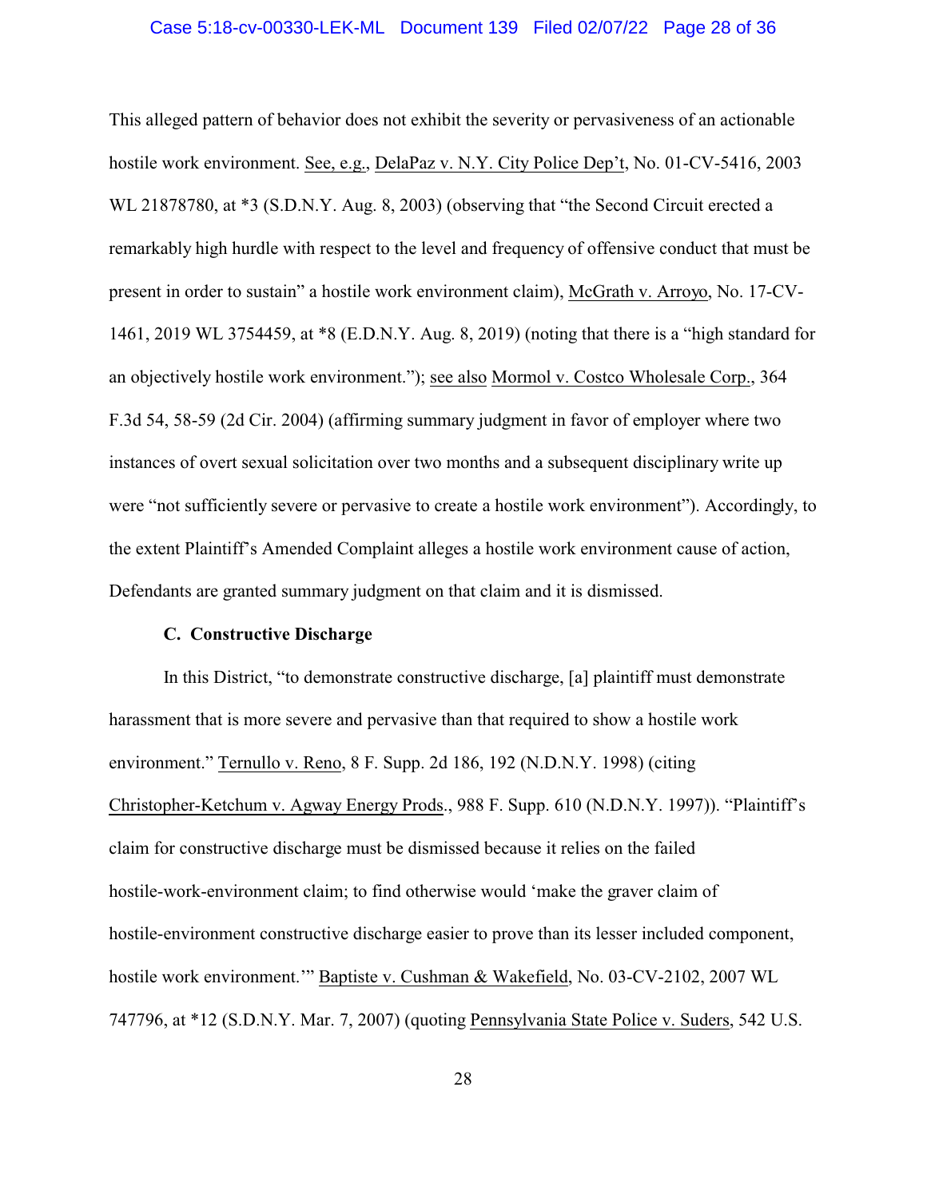This alleged pattern of behavior does not exhibit the severity or pervasiveness of an actionable hostile work environment. See, e.g., DelaPaz v. N.Y. City Police Dep't, No. 01-CV-5416, 2003 WL 21878780, at *3 (S.D.N.Y. Aug. 8, 2003) (observing that "the Second Circuit erected a remarkably high hurdle with respect to the level and frequency of offensive conduct that must be present in order to sustain" a hostile work environment claim), McGrath v. Arroyo, No. 17-CV-1461, 2019 WL 3754459, at *8 (E.D.N.Y. Aug. 8, 2019) (noting that there is a "high standard for an objectively hostile work environment."); see also Mormol v. Costco Wholesale Corp., 364 F.3d 54, 58-59 (2d Cir. 2004) (affirming summary judgment in favor of employer where two instances of overt sexual solicitation over two months and a subsequent disciplinary write up were "not sufficiently severe or pervasive to create a hostile work environment"). Accordingly, to the extent Plaintiff's Amended Complaint alleges a hostile work environment cause of action, Defendants are granted summary judgment on that claim and it is dismissed.

**C. Constructive Discharge**

In this District, "to demonstrate constructive discharge, [a] plaintiff must demonstrate harassment that is more severe and pervasive than that required to show a hostile work environment." Ternullo v. Reno, 8 F. Supp. 2d 186, 192 (N.D.N.Y. 1998) (citing Christopher-Ketchum v. Agway Energy Prods., 988 F. Supp. 610 (N.D.N.Y. 1997)). "Plaintiff's claim for constructive discharge must be dismissed because it relies on the failed hostile-work-environment claim; to find otherwise would 'make the graver claim of hostile-environment constructive discharge easier to prove than its lesser included component, hostile work environment.'" Baptiste v. Cushman & Wakefield, No. 03-CV-2102, 2007 WL 747796, at *12 (S.D.N.Y. Mar. 7, 2007) (quoting Pennsylvania State Police v. Suders, 542 U.S.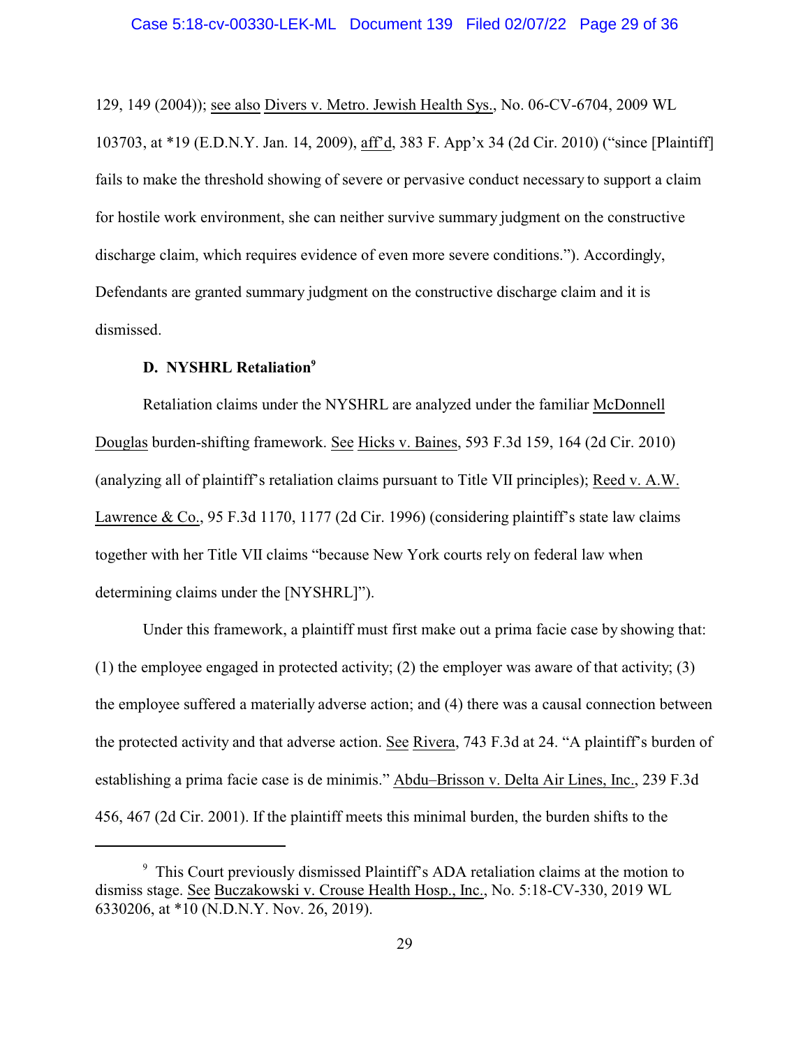129, 149 (2004)); see also Divers v. Metro. Jewish Health Sys., No. 06-CV-6704, 2009 WL 103703, at *19 (E.D.N.Y. Jan. 14, 2009), aff'd, 383 F. App'x 34 (2d Cir. 2010) ("since [Plaintiff] fails to make the threshold showing of severe or pervasive conduct necessary to support a claim for hostile work environment, she can neither survive summary judgment on the constructive discharge claim, which requires evidence of even more severe conditions."). Accordingly, Defendants are granted summary judgment on the constructive discharge claim and it is dismissed.

### D. NYSHRL Retaliation[9]

Retaliation claims under the NYSHRL are analyzed under the familiar McDonnell Douglas burden-shifting framework. See Hicks v. Baines, 593 F.3d 159, 164 (2d Cir. 2010) (analyzing all of plaintiff's retaliation claims pursuant to Title VII principles); Reed v. A.W. Lawrence & Co., 95 F.3d 1170, 1177 (2d Cir. 1996) (considering plaintiff's state law claims together with her Title VII claims "because New York courts rely on federal law when determining claims under the [NYSHRL]").

Under this framework, a plaintiff must first make out a prima facie case by showing that: (1) the employee engaged in protected activity; (2) the employer was aware of that activity; (3) the employee suffered a materially adverse action; and (4) there was a causal connection between the protected activity and that adverse action. See Rivera, 743 F.3d at 24. "A plaintiff's burden of establishing a prima facie case is de minimis." Abdu–Brisson v. Delta Air Lines, Inc., 239 F.3d 456, 467 (2d Cir. 2001). If the plaintiff meets this minimal burden, the burden shifts to the

---

[9] This Court previously dismissed Plaintiff's ADA retaliation claims at the motion to dismiss stage. See Buczakowski v. Crouse Health Hosp., Inc., No. 5:18-CV-330, 2019 WL 6330206, at *10 (N.D.N.Y. Nov. 26, 2019).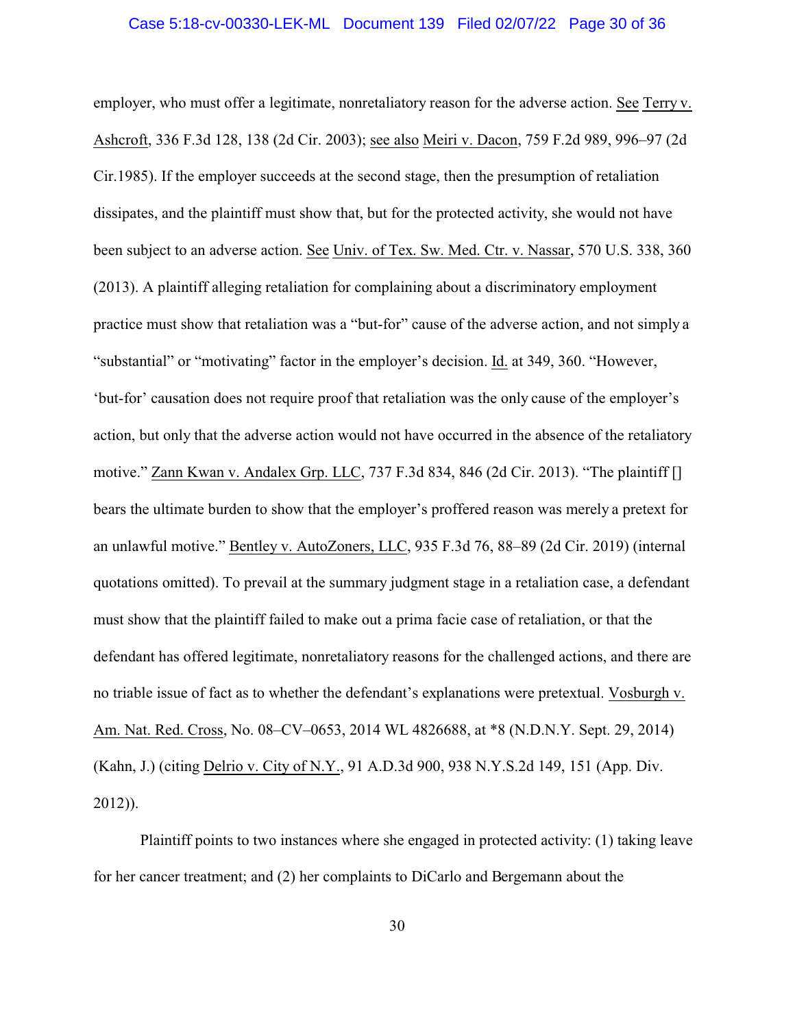employer, who must offer a legitimate, nonretaliatory reason for the adverse action. See Terry v. Ashcroft, 336 F.3d 128, 138 (2d Cir. 2003); see also Meiri v. Dacon, 759 F.2d 989, 996–97 (2d Cir.1985). If the employer succeeds at the second stage, then the presumption of retaliation dissipates, and the plaintiff must show that, but for the protected activity, she would not have been subject to an adverse action. See Univ. of Tex. Sw. Med. Ctr. v. Nassar, 570 U.S. 338, 360 (2013). A plaintiff alleging retaliation for complaining about a discriminatory employment practice must show that retaliation was a "but-for" cause of the adverse action, and not simply a "substantial" or "motivating" factor in the employer's decision. Id. at 349, 360. "However, 'but-for' causation does not require proof that retaliation was the only cause of the employer's action, but only that the adverse action would not have occurred in the absence of the retaliatory motive." Zann Kwan v. Andalex Grp. LLC, 737 F.3d 834, 846 (2d Cir. 2013). "The plaintiff [] bears the ultimate burden to show that the employer's proffered reason was merely a pretext for an unlawful motive." Bentley v. AutoZoners, LLC, 935 F.3d 76, 88–89 (2d Cir. 2019) (internal quotations omitted). To prevail at the summary judgment stage in a retaliation case, a defendant must show that the plaintiff failed to make out a prima facie case of retaliation, or that the defendant has offered legitimate, nonretaliatory reasons for the challenged actions, and there are no triable issue of fact as to whether the defendant's explanations were pretextual. Vosburgh v. Am. Nat. Red. Cross, No. 08–CV–0653, 2014 WL 4826688, at *8 (N.D.N.Y. Sept. 29, 2014) (Kahn, J.) (citing Delrio v. City of N.Y., 91 A.D.3d 900, 938 N.Y.S.2d 149, 151 (App. Div. 2012)).

Plaintiff points to two instances where she engaged in protected activity: (1) taking leave for her cancer treatment; and (2) her complaints to DiCarlo and Bergemann about the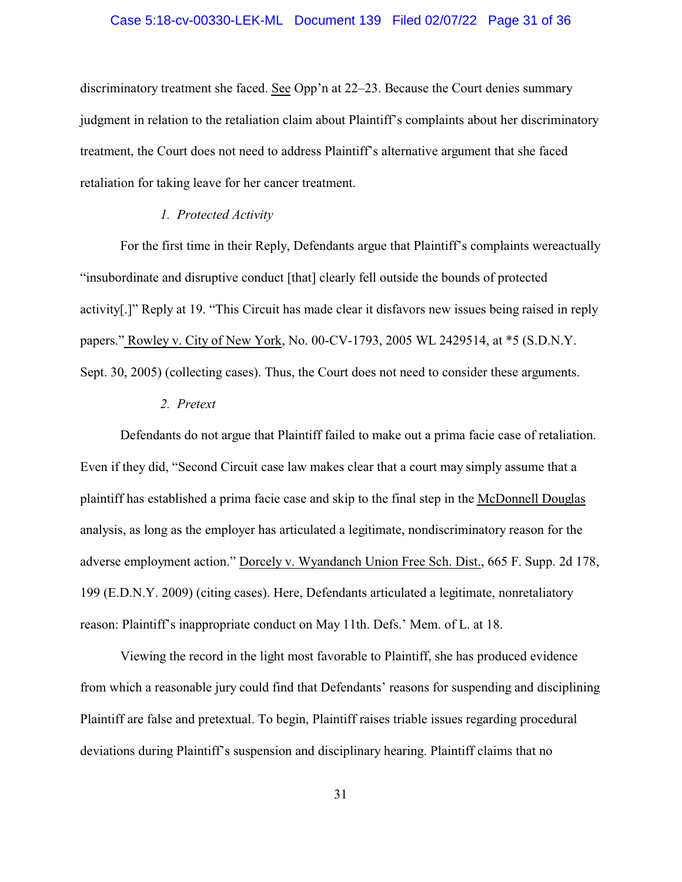discriminatory treatment she faced. See Opp'n at 22–23. Because the Court denies summary judgment in relation to the retaliation claim about Plaintiff's complaints about her discriminatory treatment, the Court does not need to address Plaintiff's alternative argument that she faced retaliation for taking leave for her cancer treatment.

### *1. Protected Activity*

For the first time in their Reply, Defendants argue that Plaintiff's complaints wereactually "insubordinate and disruptive conduct [that] clearly fell outside the bounds of protected activity[.]" Reply at 19. "This Circuit has made clear it disfavors new issues being raised in reply papers." Rowley v. City of New York, No. 00-CV-1793, 2005 WL 2429514, at *5 (S.D.N.Y. Sept. 30, 2005) (collecting cases). Thus, the Court does not need to consider these arguments.

### *2. Pretext*

Defendants do not argue that Plaintiff failed to make out a prima facie case of retaliation. Even if they did, "Second Circuit case law makes clear that a court may simply assume that a plaintiff has established a prima facie case and skip to the final step in the McDonnell Douglas analysis, as long as the employer has articulated a legitimate, nondiscriminatory reason for the adverse employment action." Dorcely v. Wyandanch Union Free Sch. Dist., 665 F. Supp. 2d 178, 199 (E.D.N.Y. 2009) (citing cases). Here, Defendants articulated a legitimate, nonretaliatory reason: Plaintiff's inappropriate conduct on May 11th. Defs.' Mem. of L. at 18.

Viewing the record in the light most favorable to Plaintiff, she has produced evidence from which a reasonable jury could find that Defendants' reasons for suspending and disciplining Plaintiff are false and pretextual. To begin, Plaintiff raises triable issues regarding procedural deviations during Plaintiff's suspension and disciplinary hearing. Plaintiff claims that no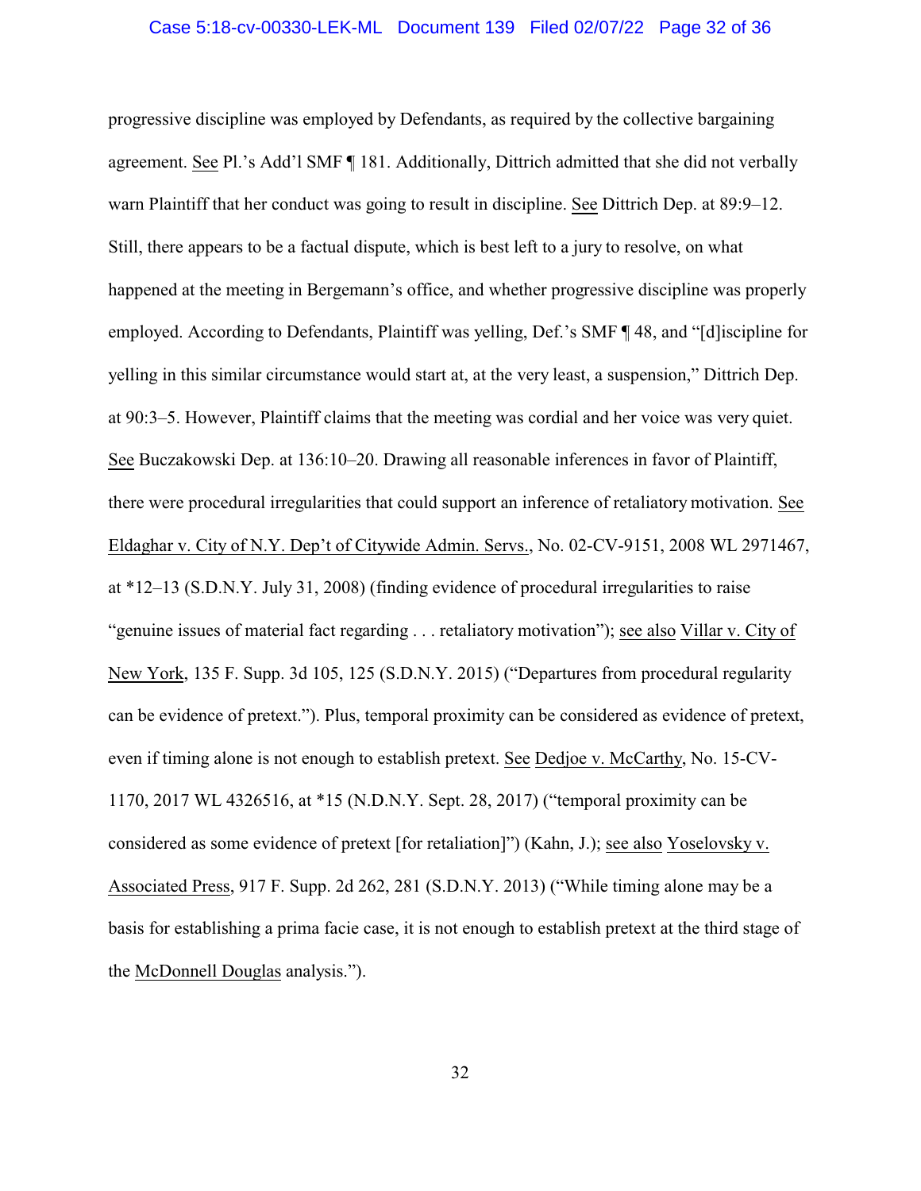progressive discipline was employed by Defendants, as required by the collective bargaining agreement. See Pl.'s Add'l SMF ¶ 181. Additionally, Dittrich admitted that she did not verbally warn Plaintiff that her conduct was going to result in discipline. See Dittrich Dep. at 89:9–12. Still, there appears to be a factual dispute, which is best left to a jury to resolve, on what happened at the meeting in Bergemann's office, and whether progressive discipline was properly employed. According to Defendants, Plaintiff was yelling, Def.'s SMF ¶ 48, and "[d]iscipline for yelling in this similar circumstance would start at, at the very least, a suspension," Dittrich Dep. at 90:3–5. However, Plaintiff claims that the meeting was cordial and her voice was very quiet. See Buczakowski Dep. at 136:10–20. Drawing all reasonable inferences in favor of Plaintiff, there were procedural irregularities that could support an inference of retaliatory motivation. See Eldaghar v. City of N.Y. Dep't of Citywide Admin. Servs., No. 02-CV-9151, 2008 WL 2971467, at *12–13 (S.D.N.Y. July 31, 2008) (finding evidence of procedural irregularities to raise "genuine issues of material fact regarding . . . retaliatory motivation"); see also Villar v. City of New York, 135 F. Supp. 3d 105, 125 (S.D.N.Y. 2015) ("Departures from procedural regularity can be evidence of pretext."). Plus, temporal proximity can be considered as evidence of pretext, even if timing alone is not enough to establish pretext. See Dedjoe v. McCarthy, No. 15-CV-1170, 2017 WL 4326516, at *15 (N.D.N.Y. Sept. 28, 2017) ("temporal proximity can be considered as some evidence of pretext [for retaliation]") (Kahn, J.); see also Yoselovsky v. Associated Press, 917 F. Supp. 2d 262, 281 (S.D.N.Y. 2013) ("While timing alone may be a basis for establishing a prima facie case, it is not enough to establish pretext at the third stage of the McDonnell Douglas analysis.").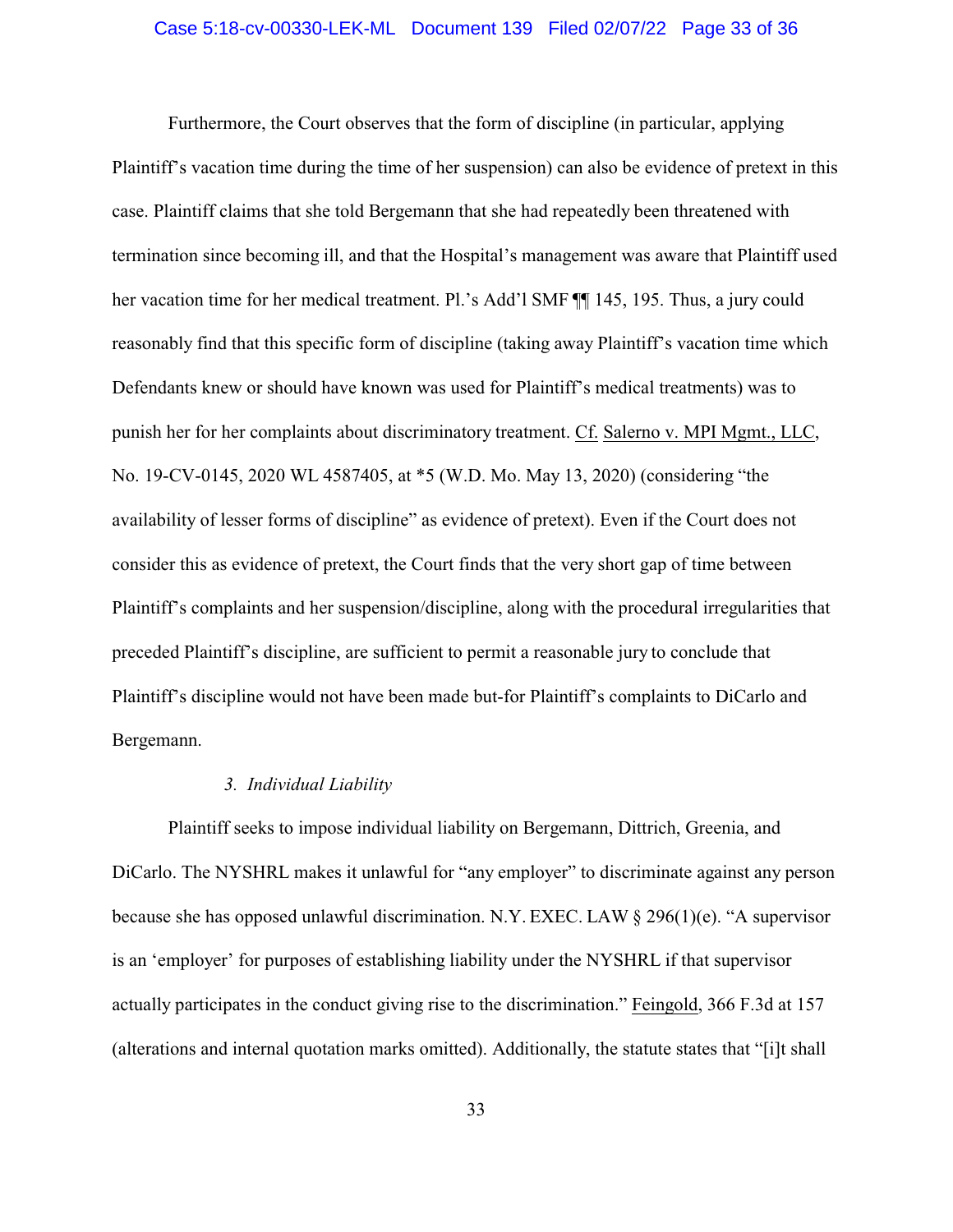Furthermore, the Court observes that the form of discipline (in particular, applying Plaintiff's vacation time during the time of her suspension) can also be evidence of pretext in this case. Plaintiff claims that she told Bergemann that she had repeatedly been threatened with termination since becoming ill, and that the Hospital's management was aware that Plaintiff used her vacation time for her medical treatment. Pl.'s Add'l SMF ¶¶ 145, 195. Thus, a jury could reasonably find that this specific form of discipline (taking away Plaintiff's vacation time which Defendants knew or should have known was used for Plaintiff's medical treatments) was to punish her for her complaints about discriminatory treatment. Cf. Salerno v. MPI Mgmt., LLC, No. 19-CV-0145, 2020 WL 4587405, at *5 (W.D. Mo. May 13, 2020) (considering "the availability of lesser forms of discipline" as evidence of pretext). Even if the Court does not consider this as evidence of pretext, the Court finds that the very short gap of time between Plaintiff's complaints and her suspension/discipline, along with the procedural irregularities that preceded Plaintiff's discipline, are sufficient to permit a reasonable jury to conclude that Plaintiff's discipline would not have been made but-for Plaintiff's complaints to DiCarlo and Bergemann.

### *3. Individual Liability*

Plaintiff seeks to impose individual liability on Bergemann, Dittrich, Greenia, and DiCarlo. The NYSHRL makes it unlawful for "any employer" to discriminate against any person because she has opposed unlawful discrimination. N.Y. EXEC. LAW § 296(1)(e). "A supervisor is an 'employer' for purposes of establishing liability under the NYSHRL if that supervisor actually participates in the conduct giving rise to the discrimination." Feingold, 366 F.3d at 157 (alterations and internal quotation marks omitted). Additionally, the statute states that "[i]t shall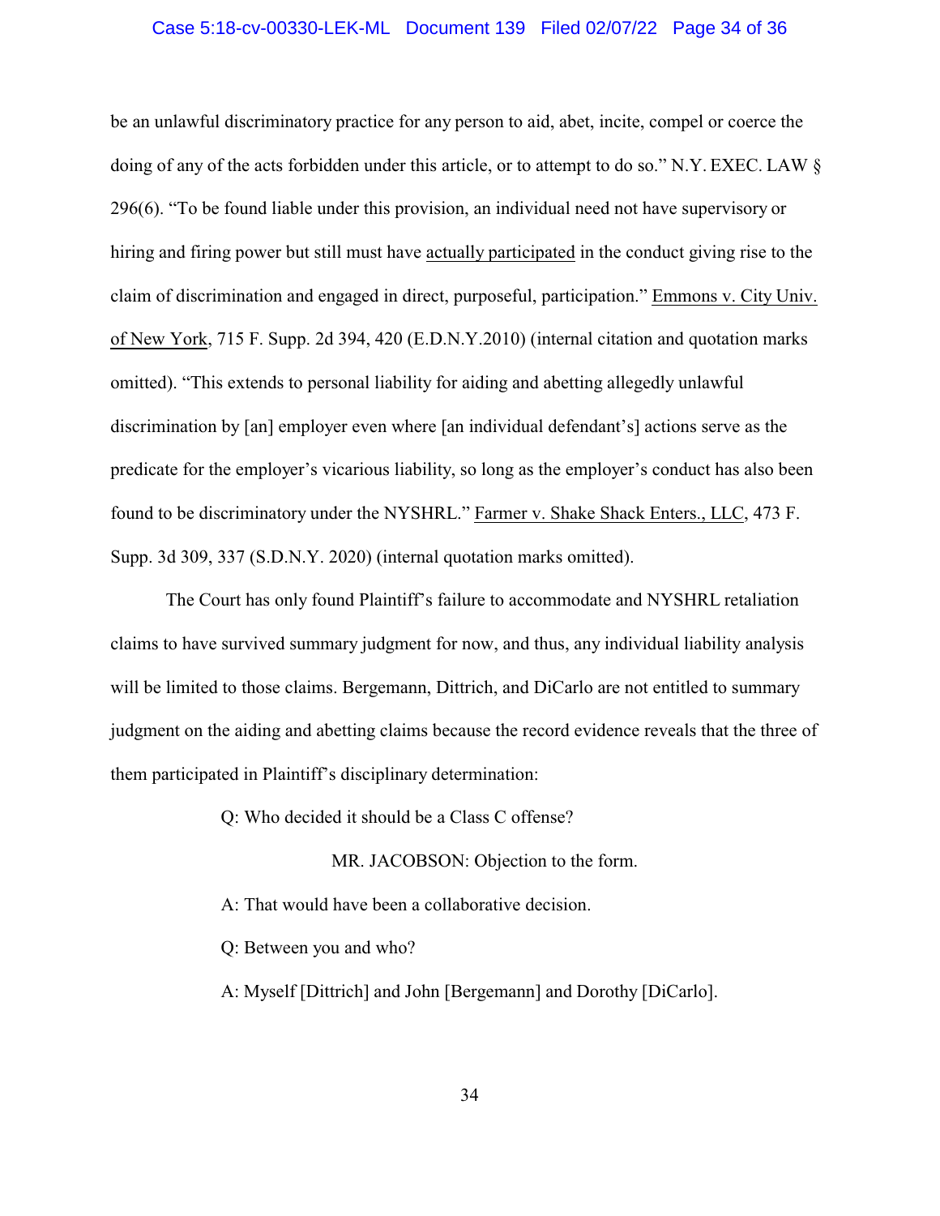be an unlawful discriminatory practice for any person to aid, abet, incite, compel or coerce the doing of any of the acts forbidden under this article, or to attempt to do so." N.Y. EXEC. LAW § 296(6). "To be found liable under this provision, an individual need not have supervisory or hiring and firing power but still must have actually participated in the conduct giving rise to the claim of discrimination and engaged in direct, purposeful, participation." Emmons v. City Univ. of New York, 715 F. Supp. 2d 394, 420 (E.D.N.Y.2010) (internal citation and quotation marks omitted). "This extends to personal liability for aiding and abetting allegedly unlawful discrimination by [an] employer even where [an individual defendant's] actions serve as the predicate for the employer's vicarious liability, so long as the employer's conduct has also been found to be discriminatory under the NYSHRL." Farmer v. Shake Shack Enters., LLC, 473 F. Supp. 3d 309, 337 (S.D.N.Y. 2020) (internal quotation marks omitted).

The Court has only found Plaintiff's failure to accommodate and NYSHRL retaliation claims to have survived summary judgment for now, and thus, any individual liability analysis will be limited to those claims. Bergemann, Dittrich, and DiCarlo are not entitled to summary judgment on the aiding and abetting claims because the record evidence reveals that the three of them participated in Plaintiff's disciplinary determination:

> Q: Who decided it should be a Class C offense?
>
> MR. JACOBSON: Objection to the form.
>
> A: That would have been a collaborative decision.
>
> Q: Between you and who?
>
> A: Myself [Dittrich] and John [Bergemann] and Dorothy [DiCarlo].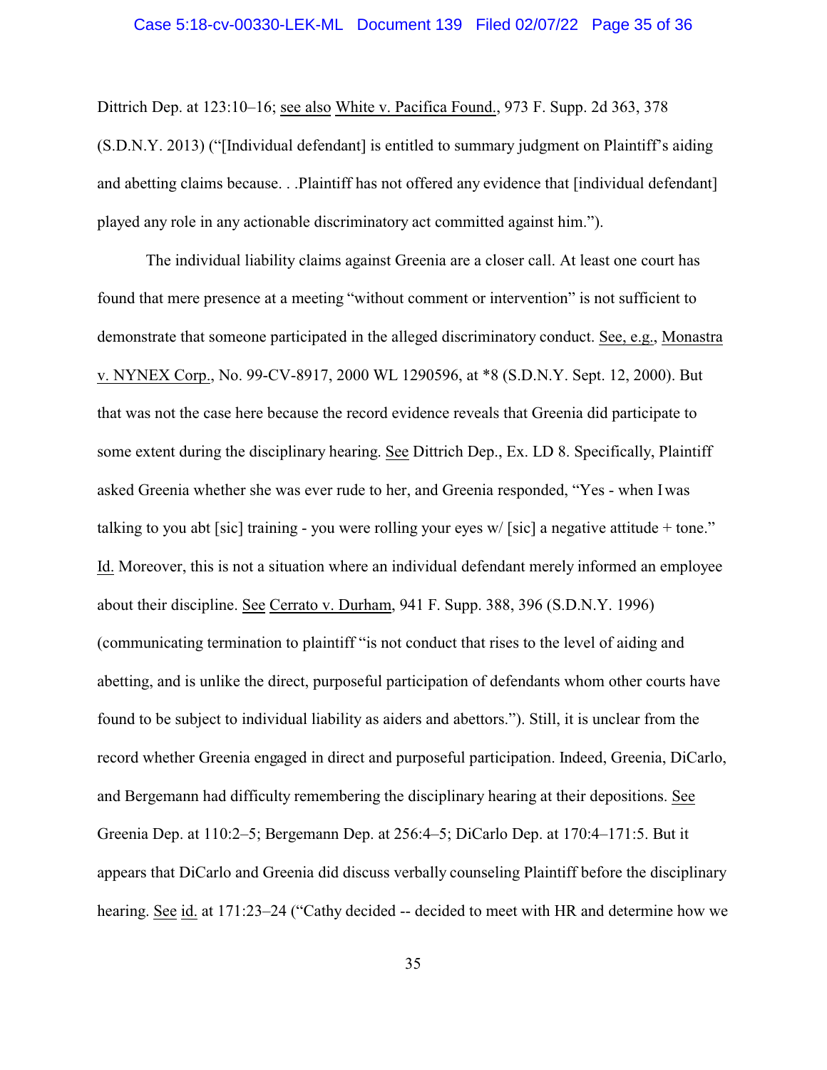Dittrich Dep. at 123:10–16; see also White v. Pacifica Found., 973 F. Supp. 2d 363, 378 (S.D.N.Y. 2013) ("[Individual defendant] is entitled to summary judgment on Plaintiff's aiding and abetting claims because. . .Plaintiff has not offered any evidence that [individual defendant] played any role in any actionable discriminatory act committed against him.").

The individual liability claims against Greenia are a closer call. At least one court has found that mere presence at a meeting "without comment or intervention" is not sufficient to demonstrate that someone participated in the alleged discriminatory conduct. See, e.g., Monastra v. NYNEX Corp., No. 99-CV-8917, 2000 WL 1290596, at *8 (S.D.N.Y. Sept. 12, 2000). But that was not the case here because the record evidence reveals that Greenia did participate to some extent during the disciplinary hearing. See Dittrich Dep., Ex. LD 8. Specifically, Plaintiff asked Greenia whether she was ever rude to her, and Greenia responded, "Yes - when I was talking to you abt [sic] training - you were rolling your eyes w/ [sic] a negative attitude + tone." Id. Moreover, this is not a situation where an individual defendant merely informed an employee about their discipline. See Cerrato v. Durham, 941 F. Supp. 388, 396 (S.D.N.Y. 1996) (communicating termination to plaintiff "is not conduct that rises to the level of aiding and abetting, and is unlike the direct, purposeful participation of defendants whom other courts have found to be subject to individual liability as aiders and abettors."). Still, it is unclear from the record whether Greenia engaged in direct and purposeful participation. Indeed, Greenia, DiCarlo, and Bergemann had difficulty remembering the disciplinary hearing at their depositions. See Greenia Dep. at 110:2–5; Bergemann Dep. at 256:4–5; DiCarlo Dep. at 170:4–171:5. But it appears that DiCarlo and Greenia did discuss verbally counseling Plaintiff before the disciplinary hearing. See id. at 171:23–24 ("Cathy decided -- decided to meet with HR and determine how we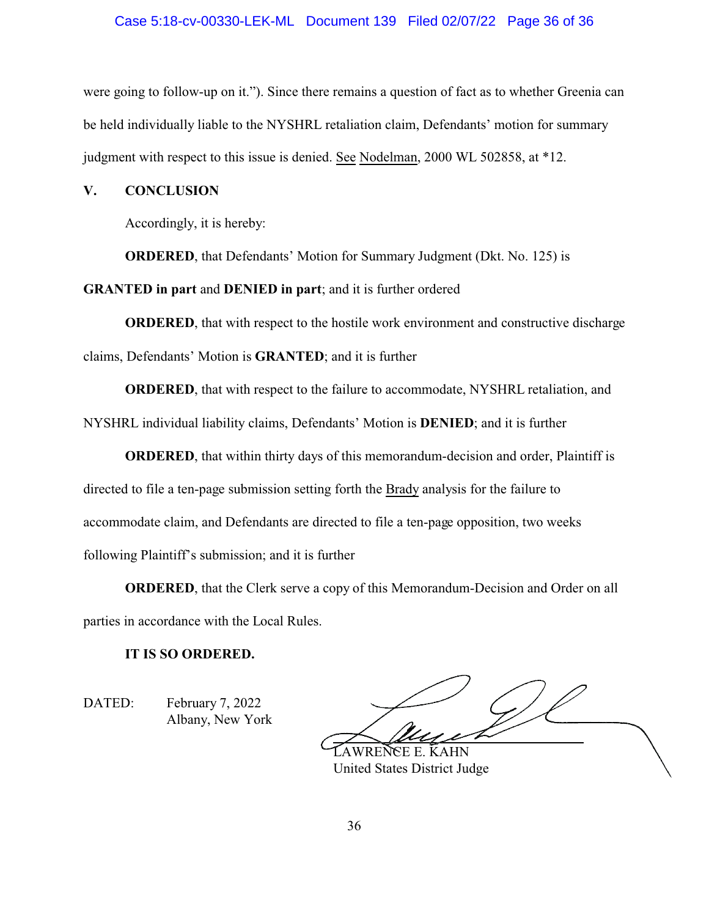were going to follow-up on it."). Since there remains a question of fact as to whether Greenia can be held individually liable to the NYSHRL retaliation claim, Defendants' motion for summary judgment with respect to this issue is denied. See Nodelman, 2000 WL 502858, at *12.

## V. CONCLUSION

Accordingly, it is hereby:

**ORDERED**, that Defendants' Motion for Summary Judgment (Dkt. No. 125) is **GRANTED in part** and **DENIED in part**; and it is further ordered

**ORDERED**, that with respect to the hostile work environment and constructive discharge claims, Defendants' Motion is **GRANTED**; and it is further

**ORDERED**, that with respect to the failure to accommodate, NYSHRL retaliation, and NYSHRL individual liability claims, Defendants' Motion is **DENIED**; and it is further

**ORDERED**, that within thirty days of this memorandum-decision and order, Plaintiff is directed to file a ten-page submission setting forth the Brady analysis for the failure to accommodate claim, and Defendants are directed to file a ten-page opposition, two weeks following Plaintiff's submission; and it is further

**ORDERED**, that the Clerk serve a copy of this Memorandum-Decision and Order on all parties in accordance with the Local Rules.

**IT IS SO ORDERED.**

DATED: February 7, 2022
Albany, New York

LAWRENCE E. KAHN
United States District Judge